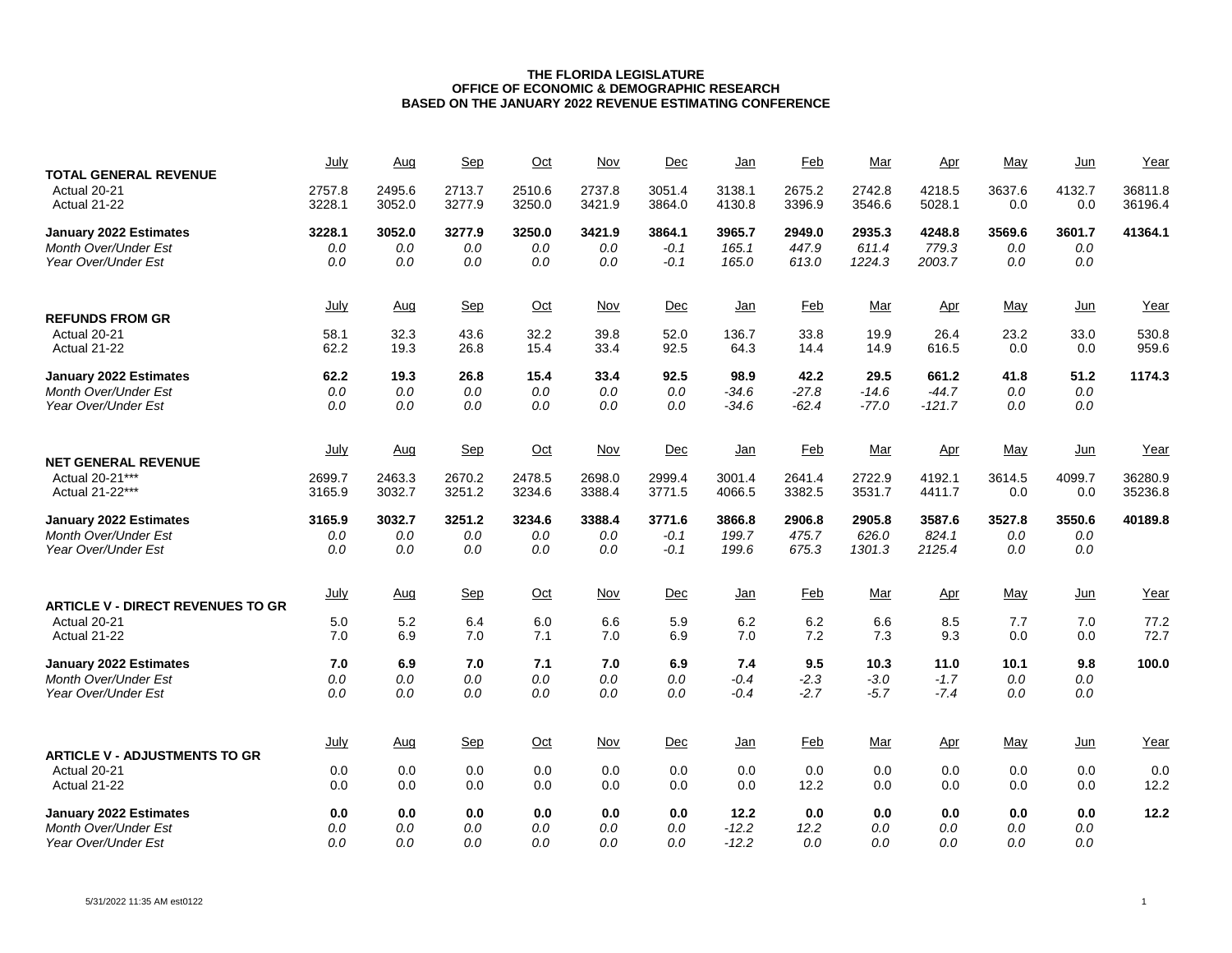**THE FLORIDA LEGISLATURE**
**OFFICE OF ECONOMIC & DEMOGRAPHIC RESEARCH**
**BASED ON THE JANUARY 2022 REVENUE ESTIMATING CONFERENCE**

| TOTAL GENERAL REVENUE | July | Aug | Sep | Oct | Nov | Dec | Jan | Feb | Mar | Apr | May | Jun | Year |
|---|---|---|---|---|---|---|---|---|---|---|---|---|---|
| Actual 20-21 | 2757.8 | 2495.6 | 2713.7 | 2510.6 | 2737.8 | 3051.4 | 3138.1 | 2675.2 | 2742.8 | 4218.5 | 3637.6 | 4132.7 | 36811.8 |
| Actual 21-22 | 3228.1 | 3052.0 | 3277.9 | 3250.0 | 3421.9 | 3864.0 | 4130.8 | 3396.9 | 3546.6 | 5028.1 | 0.0 | 0.0 | 36196.4 |
| **January 2022 Estimates** | **3228.1** | **3052.0** | **3277.9** | **3250.0** | **3421.9** | **3864.1** | **3965.7** | **2949.0** | **2935.3** | **4248.8** | **3569.6** | **3601.7** | **41364.1** |
| *Month Over/Under Est* | *0.0* | *0.0* | *0.0* | *0.0* | *0.0* | *-0.1* | *165.1* | *447.9* | *611.4* | *779.3* | *0.0* | *0.0* | |
| *Year Over/Under Est* | *0.0* | *0.0* | *0.0* | *0.0* | *0.0* | *-0.1* | *165.0* | *613.0* | *1224.3* | *2003.7* | *0.0* | *0.0* | |

| REFUNDS FROM GR | July | Aug | Sep | Oct | Nov | Dec | Jan | Feb | Mar | Apr | May | Jun | Year |
|---|---|---|---|---|---|---|---|---|---|---|---|---|---|
| Actual 20-21 | 58.1 | 32.3 | 43.6 | 32.2 | 39.8 | 52.0 | 136.7 | 33.8 | 19.9 | 26.4 | 23.2 | 33.0 | 530.8 |
| Actual 21-22 | 62.2 | 19.3 | 26.8 | 15.4 | 33.4 | 92.5 | 64.3 | 14.4 | 14.9 | 616.5 | 0.0 | 0.0 | 959.6 |
| **January 2022 Estimates** | **62.2** | **19.3** | **26.8** | **15.4** | **33.4** | **92.5** | **98.9** | **42.2** | **29.5** | **661.2** | **41.8** | **51.2** | **1174.3** |
| *Month Over/Under Est* | *0.0* | *0.0* | *0.0* | *0.0* | *0.0* | *0.0* | *-34.6* | *-27.8* | *-14.6* | *-44.7* | *0.0* | *0.0* | |
| *Year Over/Under Est* | *0.0* | *0.0* | *0.0* | *0.0* | *0.0* | *0.0* | *-34.6* | *-62.4* | *-77.0* | *-121.7* | *0.0* | *0.0* | |

| NET GENERAL REVENUE | July | Aug | Sep | Oct | Nov | Dec | Jan | Feb | Mar | Apr | May | Jun | Year |
|---|---|---|---|---|---|---|---|---|---|---|---|---|---|
| Actual 20-21*** | 2699.7 | 2463.3 | 2670.2 | 2478.5 | 2698.0 | 2999.4 | 3001.4 | 2641.4 | 2722.9 | 4192.1 | 3614.5 | 4099.7 | 36280.9 |
| Actual 21-22*** | 3165.9 | 3032.7 | 3251.2 | 3234.6 | 3388.4 | 3771.5 | 4066.5 | 3382.5 | 3531.7 | 4411.7 | 0.0 | 0.0 | 35236.8 |
| **January 2022 Estimates** | **3165.9** | **3032.7** | **3251.2** | **3234.6** | **3388.4** | **3771.6** | **3866.8** | **2906.8** | **2905.8** | **3587.6** | **3527.8** | **3550.6** | **40189.8** |
| *Month Over/Under Est* | *0.0* | *0.0* | *0.0* | *0.0* | *0.0* | *-0.1* | *199.7* | *475.7* | *626.0* | *824.1* | *0.0* | *0.0* | |
| *Year Over/Under Est* | *0.0* | *0.0* | *0.0* | *0.0* | *0.0* | *-0.1* | *199.6* | *675.3* | *1301.3* | *2125.4* | *0.0* | *0.0* | |

| ARTICLE V - DIRECT REVENUES TO GR | July | Aug | Sep | Oct | Nov | Dec | Jan | Feb | Mar | Apr | May | Jun | Year |
|---|---|---|---|---|---|---|---|---|---|---|---|---|---|
| Actual 20-21 | 5.0 | 5.2 | 6.4 | 6.0 | 6.6 | 5.9 | 6.2 | 6.2 | 6.6 | 8.5 | 7.7 | 7.0 | 77.2 |
| Actual 21-22 | 7.0 | 6.9 | 7.0 | 7.1 | 7.0 | 6.9 | 7.0 | 7.2 | 7.3 | 9.3 | 0.0 | 0.0 | 72.7 |
| **January 2022 Estimates** | **7.0** | **6.9** | **7.0** | **7.1** | **7.0** | **6.9** | **7.4** | **9.5** | **10.3** | **11.0** | **10.1** | **9.8** | **100.0** |
| *Month Over/Under Est* | *0.0* | *0.0* | *0.0* | *0.0* | *0.0* | *0.0* | *-0.4* | *-2.3* | *-3.0* | *-1.7* | *0.0* | *0.0* | |
| *Year Over/Under Est* | *0.0* | *0.0* | *0.0* | *0.0* | *0.0* | *0.0* | *-0.4* | *-2.7* | *-5.7* | *-7.4* | *0.0* | *0.0* | |

| ARTICLE V - ADJUSTMENTS TO GR | July | Aug | Sep | Oct | Nov | Dec | Jan | Feb | Mar | Apr | May | Jun | Year |
|---|---|---|---|---|---|---|---|---|---|---|---|---|---|
| Actual 20-21 | 0.0 | 0.0 | 0.0 | 0.0 | 0.0 | 0.0 | 0.0 | 0.0 | 0.0 | 0.0 | 0.0 | 0.0 | 0.0 |
| Actual 21-22 | 0.0 | 0.0 | 0.0 | 0.0 | 0.0 | 0.0 | 0.0 | 12.2 | 0.0 | 0.0 | 0.0 | 0.0 | 12.2 |
| **January 2022 Estimates** | **0.0** | **0.0** | **0.0** | **0.0** | **0.0** | **0.0** | **12.2** | **0.0** | **0.0** | **0.0** | **0.0** | **0.0** | **12.2** |
| *Month Over/Under Est* | *0.0* | *0.0* | *0.0* | *0.0* | *0.0* | *0.0* | *-12.2* | *12.2* | *0.0* | *0.0* | *0.0* | *0.0* | |
| *Year Over/Under Est* | *0.0* | *0.0* | *0.0* | *0.0* | *0.0* | *0.0* | *-12.2* | *0.0* | *0.0* | *0.0* | *0.0* | *0.0* | |

5/31/2022 11:35 AM est0122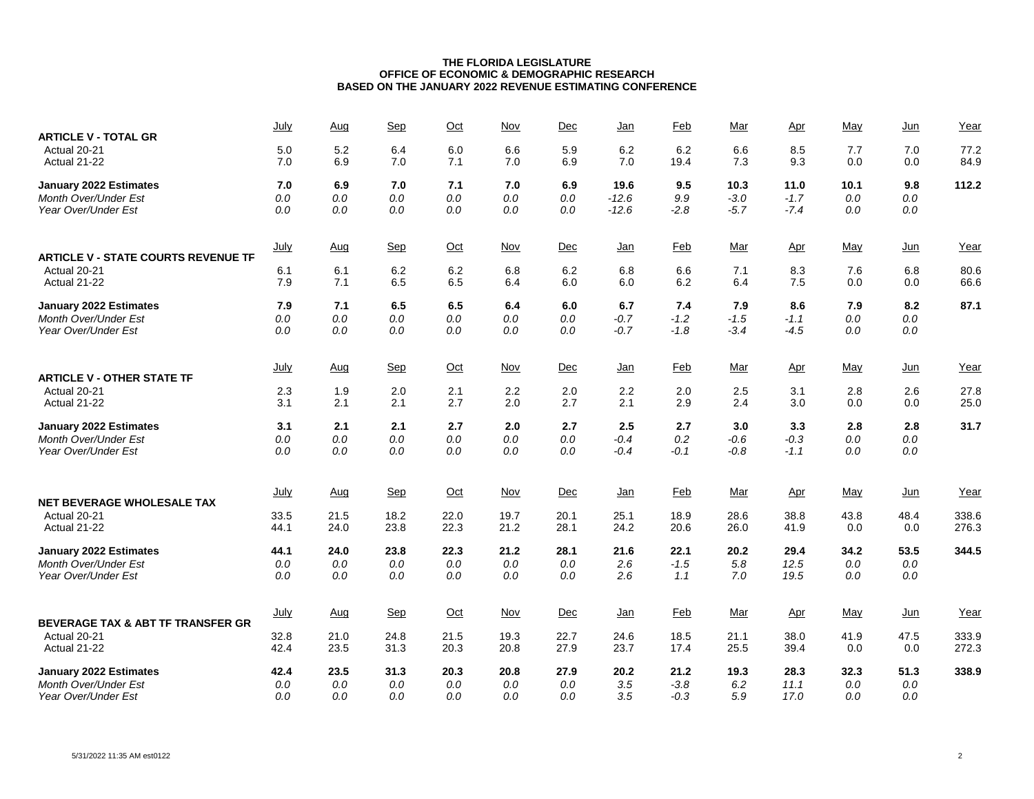**THE FLORIDA LEGISLATURE**
**OFFICE OF ECONOMIC & DEMOGRAPHIC RESEARCH**
**BASED ON THE JANUARY 2022 REVENUE ESTIMATING CONFERENCE**

| ARTICLE V - TOTAL GR | July | Aug | Sep | Oct | Nov | Dec | Jan | Feb | Mar | Apr | May | Jun | Year |
|---|---|---|---|---|---|---|---|---|---|---|---|---|---|
| Actual 20-21 | 5.0 | 5.2 | 6.4 | 6.0 | 6.6 | 5.9 | 6.2 | 6.2 | 6.6 | 8.5 | 7.7 | 7.0 | 77.2 |
| Actual 21-22 | 7.0 | 6.9 | 7.0 | 7.1 | 7.0 | 6.9 | 7.0 | 19.4 | 7.3 | 9.3 | 0.0 | 0.0 | 84.9 |
| **January 2022 Estimates** | **7.0** | **6.9** | **7.0** | **7.1** | **7.0** | **6.9** | **19.6** | **9.5** | **10.3** | **11.0** | **10.1** | **9.8** | **112.2** |
| *Month Over/Under Est* | *0.0* | *0.0* | *0.0* | *0.0* | *0.0* | *0.0* | *-12.6* | *9.9* | *-3.0* | *-1.7* | *0.0* | *0.0* | |
| *Year Over/Under Est* | *0.0* | *0.0* | *0.0* | *0.0* | *0.0* | *0.0* | *-12.6* | *-2.8* | *-5.7* | *-7.4* | *0.0* | *0.0* | |

| ARTICLE V - STATE COURTS REVENUE TF | July | Aug | Sep | Oct | Nov | Dec | Jan | Feb | Mar | Apr | May | Jun | Year |
|---|---|---|---|---|---|---|---|---|---|---|---|---|---|
| Actual 20-21 | 6.1 | 6.1 | 6.2 | 6.2 | 6.8 | 6.2 | 6.8 | 6.6 | 7.1 | 8.3 | 7.6 | 6.8 | 80.6 |
| Actual 21-22 | 7.9 | 7.1 | 6.5 | 6.5 | 6.4 | 6.0 | 6.0 | 6.2 | 6.4 | 7.5 | 0.0 | 0.0 | 66.6 |
| **January 2022 Estimates** | **7.9** | **7.1** | **6.5** | **6.5** | **6.4** | **6.0** | **6.7** | **7.4** | **7.9** | **8.6** | **7.9** | **8.2** | **87.1** |
| *Month Over/Under Est* | *0.0* | *0.0* | *0.0* | *0.0* | *0.0* | *0.0* | *-0.7* | *-1.2* | *-1.5* | *-1.1* | *0.0* | *0.0* | |
| *Year Over/Under Est* | *0.0* | *0.0* | *0.0* | *0.0* | *0.0* | *0.0* | *-0.7* | *-1.8* | *-3.4* | *-4.5* | *0.0* | *0.0* | |

| ARTICLE V - OTHER STATE TF | July | Aug | Sep | Oct | Nov | Dec | Jan | Feb | Mar | Apr | May | Jun | Year |
|---|---|---|---|---|---|---|---|---|---|---|---|---|---|
| Actual 20-21 | 2.3 | 1.9 | 2.0 | 2.1 | 2.2 | 2.0 | 2.2 | 2.0 | 2.5 | 3.1 | 2.8 | 2.6 | 27.8 |
| Actual 21-22 | 3.1 | 2.1 | 2.1 | 2.7 | 2.0 | 2.7 | 2.1 | 2.9 | 2.4 | 3.0 | 0.0 | 0.0 | 25.0 |
| **January 2022 Estimates** | **3.1** | **2.1** | **2.1** | **2.7** | **2.0** | **2.7** | **2.5** | **2.7** | **3.0** | **3.3** | **2.8** | **2.8** | **31.7** |
| *Month Over/Under Est* | *0.0* | *0.0* | *0.0* | *0.0* | *0.0* | *0.0* | *-0.4* | *0.2* | *-0.6* | *-0.3* | *0.0* | *0.0* | |
| *Year Over/Under Est* | *0.0* | *0.0* | *0.0* | *0.0* | *0.0* | *0.0* | *-0.4* | *-0.1* | *-0.8* | *-1.1* | *0.0* | *0.0* | |

| NET BEVERAGE WHOLESALE TAX | July | Aug | Sep | Oct | Nov | Dec | Jan | Feb | Mar | Apr | May | Jun | Year |
|---|---|---|---|---|---|---|---|---|---|---|---|---|---|
| Actual 20-21 | 33.5 | 21.5 | 18.2 | 22.0 | 19.7 | 20.1 | 25.1 | 18.9 | 28.6 | 38.8 | 43.8 | 48.4 | 338.6 |
| Actual 21-22 | 44.1 | 24.0 | 23.8 | 22.3 | 21.2 | 28.1 | 24.2 | 20.6 | 26.0 | 41.9 | 0.0 | 0.0 | 276.3 |
| **January 2022 Estimates** | **44.1** | **24.0** | **23.8** | **22.3** | **21.2** | **28.1** | **21.6** | **22.1** | **20.2** | **29.4** | **34.2** | **53.5** | **344.5** |
| *Month Over/Under Est* | *0.0* | *0.0* | *0.0* | *0.0* | *0.0* | *0.0* | *2.6* | *-1.5* | *5.8* | *12.5* | *0.0* | *0.0* | |
| *Year Over/Under Est* | *0.0* | *0.0* | *0.0* | *0.0* | *0.0* | *0.0* | *2.6* | *1.1* | *7.0* | *19.5* | *0.0* | *0.0* | |

| BEVERAGE TAX & ABT TF TRANSFER GR | July | Aug | Sep | Oct | Nov | Dec | Jan | Feb | Mar | Apr | May | Jun | Year |
|---|---|---|---|---|---|---|---|---|---|---|---|---|---|
| Actual 20-21 | 32.8 | 21.0 | 24.8 | 21.5 | 19.3 | 22.7 | 24.6 | 18.5 | 21.1 | 38.0 | 41.9 | 47.5 | 333.9 |
| Actual 21-22 | 42.4 | 23.5 | 31.3 | 20.3 | 20.8 | 27.9 | 23.7 | 17.4 | 25.5 | 39.4 | 0.0 | 0.0 | 272.3 |
| **January 2022 Estimates** | **42.4** | **23.5** | **31.3** | **20.3** | **20.8** | **27.9** | **20.2** | **21.2** | **19.3** | **28.3** | **32.3** | **51.3** | **338.9** |
| *Month Over/Under Est* | *0.0* | *0.0* | *0.0* | *0.0* | *0.0* | *0.0* | *3.5* | *-3.8* | *6.2* | *11.1* | *0.0* | *0.0* | |
| *Year Over/Under Est* | *0.0* | *0.0* | *0.0* | *0.0* | *0.0* | *0.0* | *3.5* | *-0.3* | *5.9* | *17.0* | *0.0* | *0.0* | |

5/31/2022 11:35 AM est0122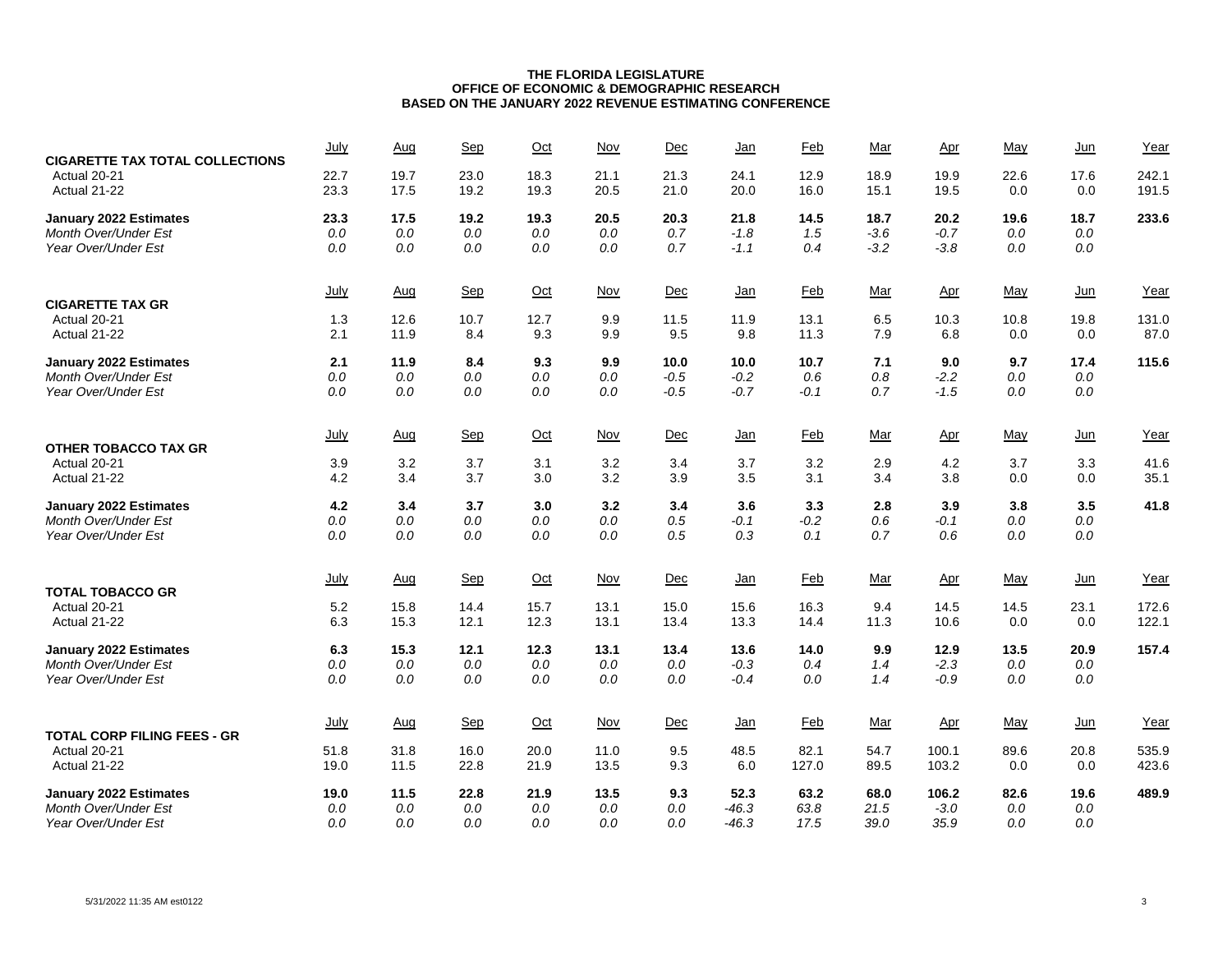**THE FLORIDA LEGISLATURE**
**OFFICE OF ECONOMIC & DEMOGRAPHIC RESEARCH**
**BASED ON THE JANUARY 2022 REVENUE ESTIMATING CONFERENCE**

| **CIGARETTE TAX TOTAL COLLECTIONS** | July | Aug | Sep | Oct | Nov | Dec | Jan | Feb | Mar | Apr | May | Jun | Year |
|---|---|---|---|---|---|---|---|---|---|---|---|---|---|
| Actual 20-21 | 22.7 | 19.7 | 23.0 | 18.3 | 21.1 | 21.3 | 24.1 | 12.9 | 18.9 | 19.9 | 22.6 | 17.6 | 242.1 |
| Actual 21-22 | 23.3 | 17.5 | 19.2 | 19.3 | 20.5 | 21.0 | 20.0 | 16.0 | 15.1 | 19.5 | 0.0 | 0.0 | 191.5 |
| **January 2022 Estimates** | **23.3** | **17.5** | **19.2** | **19.3** | **20.5** | **20.3** | **21.8** | **14.5** | **18.7** | **20.2** | **19.6** | **18.7** | **233.6** |
| *Month Over/Under Est* | *0.0* | *0.0* | *0.0* | *0.0* | *0.0* | *0.7* | *-1.8* | *1.5* | *-3.6* | *-0.7* | *0.0* | *0.0* | |
| *Year Over/Under Est* | *0.0* | *0.0* | *0.0* | *0.0* | *0.0* | *0.7* | *-1.1* | *0.4* | *-3.2* | *-3.8* | *0.0* | *0.0* | |

| **CIGARETTE TAX GR** | July | Aug | Sep | Oct | Nov | Dec | Jan | Feb | Mar | Apr | May | Jun | Year |
|---|---|---|---|---|---|---|---|---|---|---|---|---|---|
| Actual 20-21 | 1.3 | 12.6 | 10.7 | 12.7 | 9.9 | 11.5 | 11.9 | 13.1 | 6.5 | 10.3 | 10.8 | 19.8 | 131.0 |
| Actual 21-22 | 2.1 | 11.9 | 8.4 | 9.3 | 9.9 | 9.5 | 9.8 | 11.3 | 7.9 | 6.8 | 0.0 | 0.0 | 87.0 |
| **January 2022 Estimates** | **2.1** | **11.9** | **8.4** | **9.3** | **9.9** | **10.0** | **10.0** | **10.7** | **7.1** | **9.0** | **9.7** | **17.4** | **115.6** |
| *Month Over/Under Est* | *0.0* | *0.0* | *0.0* | *0.0* | *0.0* | *-0.5* | *-0.2* | *0.6* | *0.8* | *-2.2* | *0.0* | *0.0* | |
| *Year Over/Under Est* | *0.0* | *0.0* | *0.0* | *0.0* | *0.0* | *-0.5* | *-0.7* | *-0.1* | *0.7* | *-1.5* | *0.0* | *0.0* | |

| **OTHER TOBACCO TAX GR** | July | Aug | Sep | Oct | Nov | Dec | Jan | Feb | Mar | Apr | May | Jun | Year |
|---|---|---|---|---|---|---|---|---|---|---|---|---|---|
| Actual 20-21 | 3.9 | 3.2 | 3.7 | 3.1 | 3.2 | 3.4 | 3.7 | 3.2 | 2.9 | 4.2 | 3.7 | 3.3 | 41.6 |
| Actual 21-22 | 4.2 | 3.4 | 3.7 | 3.0 | 3.2 | 3.9 | 3.5 | 3.1 | 3.4 | 3.8 | 0.0 | 0.0 | 35.1 |
| **January 2022 Estimates** | **4.2** | **3.4** | **3.7** | **3.0** | **3.2** | **3.4** | **3.6** | **3.3** | **2.8** | **3.9** | **3.8** | **3.5** | **41.8** |
| *Month Over/Under Est* | *0.0* | *0.0* | *0.0* | *0.0* | *0.0* | *0.5* | *-0.1* | *-0.2* | *0.6* | *-0.1* | *0.0* | *0.0* | |
| *Year Over/Under Est* | *0.0* | *0.0* | *0.0* | *0.0* | *0.0* | *0.5* | *0.3* | *0.1* | *0.7* | *0.6* | *0.0* | *0.0* | |

| **TOTAL TOBACCO GR** | July | Aug | Sep | Oct | Nov | Dec | Jan | Feb | Mar | Apr | May | Jun | Year |
|---|---|---|---|---|---|---|---|---|---|---|---|---|---|
| Actual 20-21 | 5.2 | 15.8 | 14.4 | 15.7 | 13.1 | 15.0 | 15.6 | 16.3 | 9.4 | 14.5 | 14.5 | 23.1 | 172.6 |
| Actual 21-22 | 6.3 | 15.3 | 12.1 | 12.3 | 13.1 | 13.4 | 13.3 | 14.4 | 11.3 | 10.6 | 0.0 | 0.0 | 122.1 |
| **January 2022 Estimates** | **6.3** | **15.3** | **12.1** | **12.3** | **13.1** | **13.4** | **13.6** | **14.0** | **9.9** | **12.9** | **13.5** | **20.9** | **157.4** |
| *Month Over/Under Est* | *0.0* | *0.0* | *0.0* | *0.0* | *0.0* | *0.0* | *-0.3* | *0.4* | *1.4* | *-2.3* | *0.0* | *0.0* | |
| *Year Over/Under Est* | *0.0* | *0.0* | *0.0* | *0.0* | *0.0* | *0.0* | *-0.4* | *0.0* | *1.4* | *-0.9* | *0.0* | *0.0* | |

| **TOTAL CORP FILING FEES - GR** | July | Aug | Sep | Oct | Nov | Dec | Jan | Feb | Mar | Apr | May | Jun | Year |
|---|---|---|---|---|---|---|---|---|---|---|---|---|---|
| Actual 20-21 | 51.8 | 31.8 | 16.0 | 20.0 | 11.0 | 9.5 | 48.5 | 82.1 | 54.7 | 100.1 | 89.6 | 20.8 | 535.9 |
| Actual 21-22 | 19.0 | 11.5 | 22.8 | 21.9 | 13.5 | 9.3 | 6.0 | 127.0 | 89.5 | 103.2 | 0.0 | 0.0 | 423.6 |
| **January 2022 Estimates** | **19.0** | **11.5** | **22.8** | **21.9** | **13.5** | **9.3** | **52.3** | **63.2** | **68.0** | **106.2** | **82.6** | **19.6** | **489.9** |
| *Month Over/Under Est* | *0.0* | *0.0* | *0.0* | *0.0* | *0.0* | *0.0* | *-46.3* | *63.8* | *21.5* | *-3.0* | *0.0* | *0.0* | |
| *Year Over/Under Est* | *0.0* | *0.0* | *0.0* | *0.0* | *0.0* | *0.0* | *-46.3* | *17.5* | *39.0* | *35.9* | *0.0* | *0.0* | |

5/31/2022 11:35 AM est0122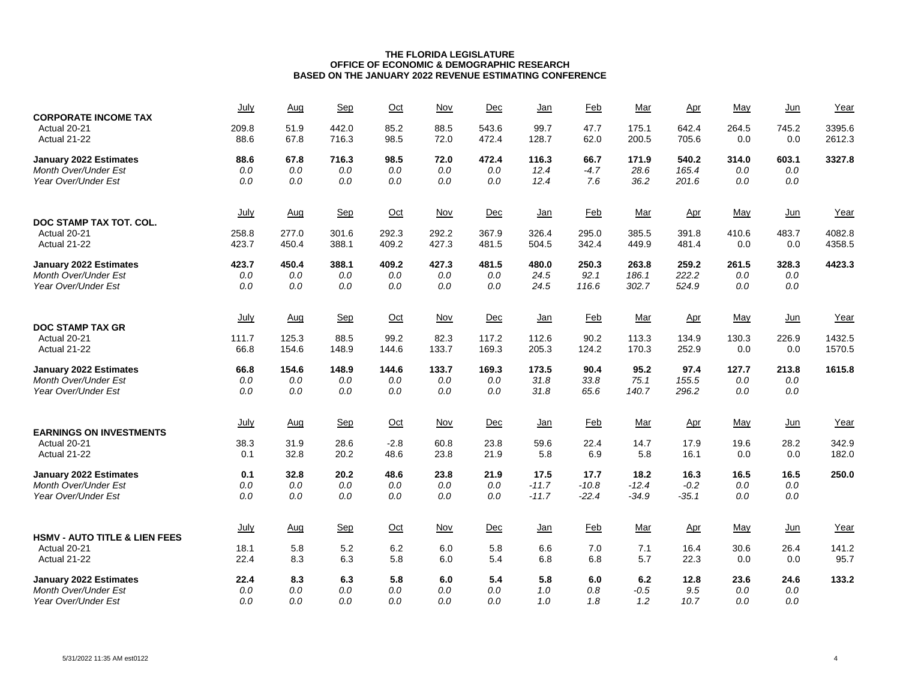**THE FLORIDA LEGISLATURE**
**OFFICE OF ECONOMIC & DEMOGRAPHIC RESEARCH**
**BASED ON THE JANUARY 2022 REVENUE ESTIMATING CONFERENCE**

| CORPORATE INCOME TAX | July | Aug | Sep | Oct | Nov | Dec | Jan | Feb | Mar | Apr | May | Jun | Year |
|---|---|---|---|---|---|---|---|---|---|---|---|---|---|
| Actual 20-21 | 209.8 | 51.9 | 442.0 | 85.2 | 88.5 | 543.6 | 99.7 | 47.7 | 175.1 | 642.4 | 264.5 | 745.2 | 3395.6 |
| Actual 21-22 | 88.6 | 67.8 | 716.3 | 98.5 | 72.0 | 472.4 | 128.7 | 62.0 | 200.5 | 705.6 | 0.0 | 0.0 | 2612.3 |
| **January 2022 Estimates** | **88.6** | **67.8** | **716.3** | **98.5** | **72.0** | **472.4** | **116.3** | **66.7** | **171.9** | **540.2** | **314.0** | **603.1** | **3327.8** |
| *Month Over/Under Est* | *0.0* | *0.0* | *0.0* | *0.0* | *0.0* | *0.0* | *12.4* | *-4.7* | *28.6* | *165.4* | *0.0* | *0.0* | |
| *Year Over/Under Est* | *0.0* | *0.0* | *0.0* | *0.0* | *0.0* | *0.0* | *12.4* | *7.6* | *36.2* | *201.6* | *0.0* | *0.0* | |

| DOC STAMP TAX TOT. COL. | July | Aug | Sep | Oct | Nov | Dec | Jan | Feb | Mar | Apr | May | Jun | Year |
|---|---|---|---|---|---|---|---|---|---|---|---|---|---|
| Actual 20-21 | 258.8 | 277.0 | 301.6 | 292.3 | 292.2 | 367.9 | 326.4 | 295.0 | 385.5 | 391.8 | 410.6 | 483.7 | 4082.8 |
| Actual 21-22 | 423.7 | 450.4 | 388.1 | 409.2 | 427.3 | 481.5 | 504.5 | 342.4 | 449.9 | 481.4 | 0.0 | 0.0 | 4358.5 |
| **January 2022 Estimates** | **423.7** | **450.4** | **388.1** | **409.2** | **427.3** | **481.5** | **480.0** | **250.3** | **263.8** | **259.2** | **261.5** | **328.3** | **4423.3** |
| *Month Over/Under Est* | *0.0* | *0.0* | *0.0* | *0.0* | *0.0* | *0.0* | *24.5* | *92.1* | *186.1* | *222.2* | *0.0* | *0.0* | |
| *Year Over/Under Est* | *0.0* | *0.0* | *0.0* | *0.0* | *0.0* | *0.0* | *24.5* | *116.6* | *302.7* | *524.9* | *0.0* | *0.0* | |

| DOC STAMP TAX GR | July | Aug | Sep | Oct | Nov | Dec | Jan | Feb | Mar | Apr | May | Jun | Year |
|---|---|---|---|---|---|---|---|---|---|---|---|---|---|
| Actual 20-21 | 111.7 | 125.3 | 88.5 | 99.2 | 82.3 | 117.2 | 112.6 | 90.2 | 113.3 | 134.9 | 130.3 | 226.9 | 1432.5 |
| Actual 21-22 | 66.8 | 154.6 | 148.9 | 144.6 | 133.7 | 169.3 | 205.3 | 124.2 | 170.3 | 252.9 | 0.0 | 0.0 | 1570.5 |
| **January 2022 Estimates** | **66.8** | **154.6** | **148.9** | **144.6** | **133.7** | **169.3** | **173.5** | **90.4** | **95.2** | **97.4** | **127.7** | **213.8** | **1615.8** |
| *Month Over/Under Est* | *0.0* | *0.0* | *0.0* | *0.0* | *0.0* | *0.0* | *31.8* | *33.8* | *75.1* | *155.5* | *0.0* | *0.0* | |
| *Year Over/Under Est* | *0.0* | *0.0* | *0.0* | *0.0* | *0.0* | *0.0* | *31.8* | *65.6* | *140.7* | *296.2* | *0.0* | *0.0* | |

| EARNINGS ON INVESTMENTS | July | Aug | Sep | Oct | Nov | Dec | Jan | Feb | Mar | Apr | May | Jun | Year |
|---|---|---|---|---|---|---|---|---|---|---|---|---|---|
| Actual 20-21 | 38.3 | 31.9 | 28.6 | -2.8 | 60.8 | 23.8 | 59.6 | 22.4 | 14.7 | 17.9 | 19.6 | 28.2 | 342.9 |
| Actual 21-22 | 0.1 | 32.8 | 20.2 | 48.6 | 23.8 | 21.9 | 5.8 | 6.9 | 5.8 | 16.1 | 0.0 | 0.0 | 182.0 |
| **January 2022 Estimates** | **0.1** | **32.8** | **20.2** | **48.6** | **23.8** | **21.9** | **17.5** | **17.7** | **18.2** | **16.3** | **16.5** | **16.5** | **250.0** |
| *Month Over/Under Est* | *0.0* | *0.0* | *0.0* | *0.0* | *0.0* | *0.0* | *-11.7* | *-10.8* | *-12.4* | *-0.2* | *0.0* | *0.0* | |
| *Year Over/Under Est* | *0.0* | *0.0* | *0.0* | *0.0* | *0.0* | *0.0* | *-11.7* | *-22.4* | *-34.9* | *-35.1* | *0.0* | *0.0* | |

| HSMV - AUTO TITLE & LIEN FEES | July | Aug | Sep | Oct | Nov | Dec | Jan | Feb | Mar | Apr | May | Jun | Year |
|---|---|---|---|---|---|---|---|---|---|---|---|---|---|
| Actual 20-21 | 18.1 | 5.8 | 5.2 | 6.2 | 6.0 | 5.8 | 6.6 | 7.0 | 7.1 | 16.4 | 30.6 | 26.4 | 141.2 |
| Actual 21-22 | 22.4 | 8.3 | 6.3 | 5.8 | 6.0 | 5.4 | 6.8 | 6.8 | 5.7 | 22.3 | 0.0 | 0.0 | 95.7 |
| **January 2022 Estimates** | **22.4** | **8.3** | **6.3** | **5.8** | **6.0** | **5.4** | **5.8** | **6.0** | **6.2** | **12.8** | **23.6** | **24.6** | **133.2** |
| *Month Over/Under Est* | *0.0* | *0.0* | *0.0* | *0.0* | *0.0* | *0.0* | *1.0* | *0.8* | *-0.5* | *9.5* | *0.0* | *0.0* | |
| *Year Over/Under Est* | *0.0* | *0.0* | *0.0* | *0.0* | *0.0* | *0.0* | *1.0* | *1.8* | *1.2* | *10.7* | *0.0* | *0.0* | |

5/31/2022 11:35 AM est0122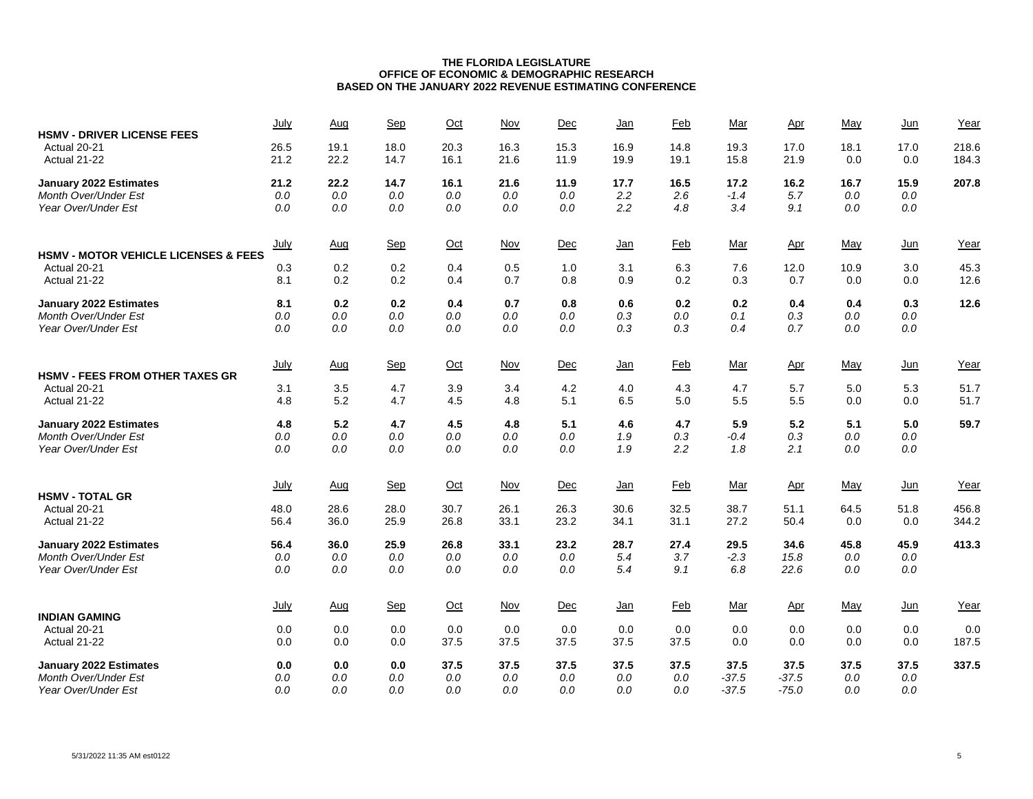**THE FLORIDA LEGISLATURE**
**OFFICE OF ECONOMIC & DEMOGRAPHIC RESEARCH**
**BASED ON THE JANUARY 2022 REVENUE ESTIMATING CONFERENCE**

| **HSMV - DRIVER LICENSE FEES** | July | Aug | Sep | Oct | Nov | Dec | Jan | Feb | Mar | Apr | May | Jun | Year |
|---|---|---|---|---|---|---|---|---|---|---|---|---|---|
| Actual 20-21 | 26.5 | 19.1 | 18.0 | 20.3 | 16.3 | 15.3 | 16.9 | 14.8 | 19.3 | 17.0 | 18.1 | 17.0 | 218.6 |
| Actual 21-22 | 21.2 | 22.2 | 14.7 | 16.1 | 21.6 | 11.9 | 19.9 | 19.1 | 15.8 | 21.9 | 0.0 | 0.0 | 184.3 |
| **January 2022 Estimates** | **21.2** | **22.2** | **14.7** | **16.1** | **21.6** | **11.9** | **17.7** | **16.5** | **17.2** | **16.2** | **16.7** | **15.9** | **207.8** |
| *Month Over/Under Est* | *0.0* | *0.0* | *0.0* | *0.0* | *0.0* | *0.0* | *2.2* | *2.6* | *-1.4* | *5.7* | *0.0* | *0.0* | |
| *Year Over/Under Est* | *0.0* | *0.0* | *0.0* | *0.0* | *0.0* | *0.0* | *2.2* | *4.8* | *3.4* | *9.1* | *0.0* | *0.0* | |

| **HSMV - MOTOR VEHICLE LICENSES & FEES** | July | Aug | Sep | Oct | Nov | Dec | Jan | Feb | Mar | Apr | May | Jun | Year |
|---|---|---|---|---|---|---|---|---|---|---|---|---|---|
| Actual 20-21 | 0.3 | 0.2 | 0.2 | 0.4 | 0.5 | 1.0 | 3.1 | 6.3 | 7.6 | 12.0 | 10.9 | 3.0 | 45.3 |
| Actual 21-22 | 8.1 | 0.2 | 0.2 | 0.4 | 0.7 | 0.8 | 0.9 | 0.2 | 0.3 | 0.7 | 0.0 | 0.0 | 12.6 |
| **January 2022 Estimates** | **8.1** | **0.2** | **0.2** | **0.4** | **0.7** | **0.8** | **0.6** | **0.2** | **0.2** | **0.4** | **0.4** | **0.3** | **12.6** |
| *Month Over/Under Est* | *0.0* | *0.0* | *0.0* | *0.0* | *0.0* | *0.0* | *0.3* | *0.0* | *0.1* | *0.3* | *0.0* | *0.0* | |
| *Year Over/Under Est* | *0.0* | *0.0* | *0.0* | *0.0* | *0.0* | *0.0* | *0.3* | *0.3* | *0.4* | *0.7* | *0.0* | *0.0* | |

| **HSMV - FEES FROM OTHER TAXES GR** | July | Aug | Sep | Oct | Nov | Dec | Jan | Feb | Mar | Apr | May | Jun | Year |
|---|---|---|---|---|---|---|---|---|---|---|---|---|---|
| Actual 20-21 | 3.1 | 3.5 | 4.7 | 3.9 | 3.4 | 4.2 | 4.0 | 4.3 | 4.7 | 5.7 | 5.0 | 5.3 | 51.7 |
| Actual 21-22 | 4.8 | 5.2 | 4.7 | 4.5 | 4.8 | 5.1 | 6.5 | 5.0 | 5.5 | 5.5 | 0.0 | 0.0 | 51.7 |
| **January 2022 Estimates** | **4.8** | **5.2** | **4.7** | **4.5** | **4.8** | **5.1** | **4.6** | **4.7** | **5.9** | **5.2** | **5.1** | **5.0** | **59.7** |
| *Month Over/Under Est* | *0.0* | *0.0* | *0.0* | *0.0* | *0.0* | *0.0* | *1.9* | *0.3* | *-0.4* | *0.3* | *0.0* | *0.0* | |
| *Year Over/Under Est* | *0.0* | *0.0* | *0.0* | *0.0* | *0.0* | *0.0* | *1.9* | *2.2* | *1.8* | *2.1* | *0.0* | *0.0* | |

| **HSMV - TOTAL GR** | July | Aug | Sep | Oct | Nov | Dec | Jan | Feb | Mar | Apr | May | Jun | Year |
|---|---|---|---|---|---|---|---|---|---|---|---|---|---|
| Actual 20-21 | 48.0 | 28.6 | 28.0 | 30.7 | 26.1 | 26.3 | 30.6 | 32.5 | 38.7 | 51.1 | 64.5 | 51.8 | 456.8 |
| Actual 21-22 | 56.4 | 36.0 | 25.9 | 26.8 | 33.1 | 23.2 | 34.1 | 31.1 | 27.2 | 50.4 | 0.0 | 0.0 | 344.2 |
| **January 2022 Estimates** | **56.4** | **36.0** | **25.9** | **26.8** | **33.1** | **23.2** | **28.7** | **27.4** | **29.5** | **34.6** | **45.8** | **45.9** | **413.3** |
| *Month Over/Under Est* | *0.0* | *0.0* | *0.0* | *0.0* | *0.0* | *0.0* | *5.4* | *3.7* | *-2.3* | *15.8* | *0.0* | *0.0* | |
| *Year Over/Under Est* | *0.0* | *0.0* | *0.0* | *0.0* | *0.0* | *0.0* | *5.4* | *9.1* | *6.8* | *22.6* | *0.0* | *0.0* | |

| **INDIAN GAMING** | July | Aug | Sep | Oct | Nov | Dec | Jan | Feb | Mar | Apr | May | Jun | Year |
|---|---|---|---|---|---|---|---|---|---|---|---|---|---|
| Actual 20-21 | 0.0 | 0.0 | 0.0 | 0.0 | 0.0 | 0.0 | 0.0 | 0.0 | 0.0 | 0.0 | 0.0 | 0.0 | 0.0 |
| Actual 21-22 | 0.0 | 0.0 | 0.0 | 37.5 | 37.5 | 37.5 | 37.5 | 37.5 | 0.0 | 0.0 | 0.0 | 0.0 | 187.5 |
| **January 2022 Estimates** | **0.0** | **0.0** | **0.0** | **37.5** | **37.5** | **37.5** | **37.5** | **37.5** | **37.5** | **37.5** | **37.5** | **37.5** | **337.5** |
| *Month Over/Under Est* | *0.0* | *0.0* | *0.0* | *0.0* | *0.0* | *0.0* | *0.0* | *0.0* | *-37.5* | *-37.5* | *0.0* | *0.0* | |
| *Year Over/Under Est* | *0.0* | *0.0* | *0.0* | *0.0* | *0.0* | *0.0* | *0.0* | *0.0* | *-37.5* | *-75.0* | *0.0* | *0.0* | |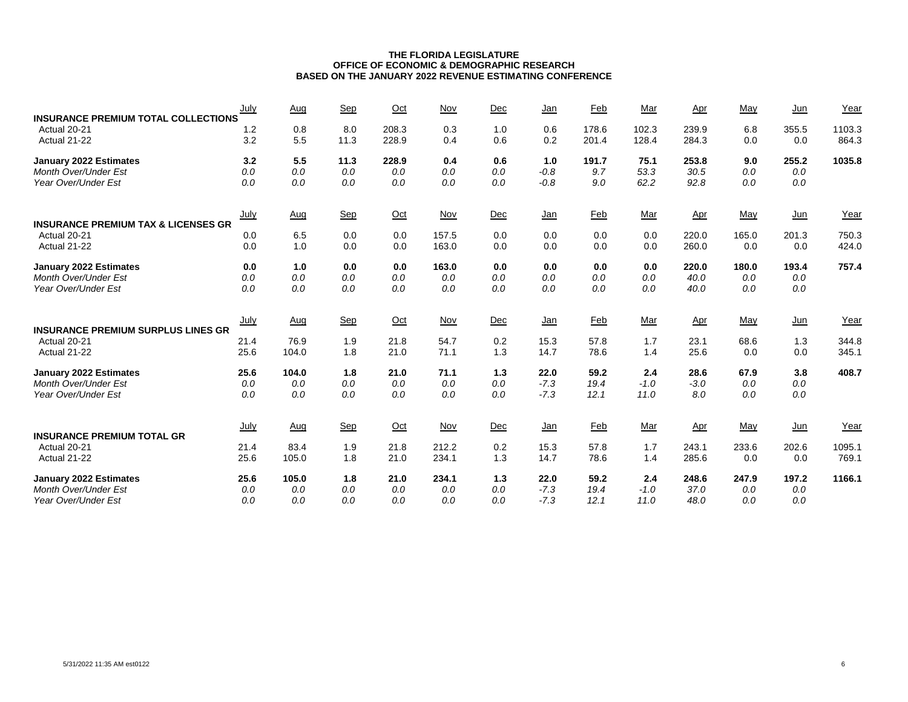**THE FLORIDA LEGISLATURE**
**OFFICE OF ECONOMIC & DEMOGRAPHIC RESEARCH**
**BASED ON THE JANUARY 2022 REVENUE ESTIMATING CONFERENCE**

| **INSURANCE PREMIUM TOTAL COLLECTIONS** | July | Aug | Sep | Oct | Nov | Dec | Jan | Feb | Mar | Apr | May | Jun | Year |
|---|---|---|---|---|---|---|---|---|---|---|---|---|---|
| Actual 20-21 | 1.2 | 0.8 | 8.0 | 208.3 | 0.3 | 1.0 | 0.6 | 178.6 | 102.3 | 239.9 | 6.8 | 355.5 | 1103.3 |
| Actual 21-22 | 3.2 | 5.5 | 11.3 | 228.9 | 0.4 | 0.6 | 0.2 | 201.4 | 128.4 | 284.3 | 0.0 | 0.0 | 864.3 |
| **January 2022 Estimates** | **3.2** | **5.5** | **11.3** | **228.9** | **0.4** | **0.6** | **1.0** | **191.7** | **75.1** | **253.8** | **9.0** | **255.2** | **1035.8** |
| *Month Over/Under Est* | *0.0* | *0.0* | *0.0* | *0.0* | *0.0* | *0.0* | *-0.8* | *9.7* | *53.3* | *30.5* | *0.0* | *0.0* | |
| *Year Over/Under Est* | *0.0* | *0.0* | *0.0* | *0.0* | *0.0* | *0.0* | *-0.8* | *9.0* | *62.2* | *92.8* | *0.0* | *0.0* | |

| **INSURANCE PREMIUM TAX & LICENSES GR** | July | Aug | Sep | Oct | Nov | Dec | Jan | Feb | Mar | Apr | May | Jun | Year |
|---|---|---|---|---|---|---|---|---|---|---|---|---|---|
| Actual 20-21 | 0.0 | 6.5 | 0.0 | 0.0 | 157.5 | 0.0 | 0.0 | 0.0 | 0.0 | 220.0 | 165.0 | 201.3 | 750.3 |
| Actual 21-22 | 0.0 | 1.0 | 0.0 | 0.0 | 163.0 | 0.0 | 0.0 | 0.0 | 0.0 | 260.0 | 0.0 | 0.0 | 424.0 |
| **January 2022 Estimates** | **0.0** | **1.0** | **0.0** | **0.0** | **163.0** | **0.0** | **0.0** | **0.0** | **0.0** | **220.0** | **180.0** | **193.4** | **757.4** |
| *Month Over/Under Est* | *0.0* | *0.0* | *0.0* | *0.0* | *0.0* | *0.0* | *0.0* | *0.0* | *0.0* | *40.0* | *0.0* | *0.0* | |
| *Year Over/Under Est* | *0.0* | *0.0* | *0.0* | *0.0* | *0.0* | *0.0* | *0.0* | *0.0* | *0.0* | *40.0* | *0.0* | *0.0* | |

| **INSURANCE PREMIUM SURPLUS LINES GR** | July | Aug | Sep | Oct | Nov | Dec | Jan | Feb | Mar | Apr | May | Jun | Year |
|---|---|---|---|---|---|---|---|---|---|---|---|---|---|
| Actual 20-21 | 21.4 | 76.9 | 1.9 | 21.8 | 54.7 | 0.2 | 15.3 | 57.8 | 1.7 | 23.1 | 68.6 | 1.3 | 344.8 |
| Actual 21-22 | 25.6 | 104.0 | 1.8 | 21.0 | 71.1 | 1.3 | 14.7 | 78.6 | 1.4 | 25.6 | 0.0 | 0.0 | 345.1 |
| **January 2022 Estimates** | **25.6** | **104.0** | **1.8** | **21.0** | **71.1** | **1.3** | **22.0** | **59.2** | **2.4** | **28.6** | **67.9** | **3.8** | **408.7** |
| *Month Over/Under Est* | *0.0* | *0.0* | *0.0* | *0.0* | *0.0* | *0.0* | *-7.3* | *19.4* | *-1.0* | *-3.0* | *0.0* | *0.0* | |
| *Year Over/Under Est* | *0.0* | *0.0* | *0.0* | *0.0* | *0.0* | *0.0* | *-7.3* | *12.1* | *11.0* | *8.0* | *0.0* | *0.0* | |

| **INSURANCE PREMIUM TOTAL GR** | July | Aug | Sep | Oct | Nov | Dec | Jan | Feb | Mar | Apr | May | Jun | Year |
|---|---|---|---|---|---|---|---|---|---|---|---|---|---|
| Actual 20-21 | 21.4 | 83.4 | 1.9 | 21.8 | 212.2 | 0.2 | 15.3 | 57.8 | 1.7 | 243.1 | 233.6 | 202.6 | 1095.1 |
| Actual 21-22 | 25.6 | 105.0 | 1.8 | 21.0 | 234.1 | 1.3 | 14.7 | 78.6 | 1.4 | 285.6 | 0.0 | 0.0 | 769.1 |
| **January 2022 Estimates** | **25.6** | **105.0** | **1.8** | **21.0** | **234.1** | **1.3** | **22.0** | **59.2** | **2.4** | **248.6** | **247.9** | **197.2** | **1166.1** |
| *Month Over/Under Est* | *0.0* | *0.0* | *0.0* | *0.0* | *0.0* | *0.0* | *-7.3* | *19.4* | *-1.0* | *37.0* | *0.0* | *0.0* | |
| *Year Over/Under Est* | *0.0* | *0.0* | *0.0* | *0.0* | *0.0* | *0.0* | *-7.3* | *12.1* | *11.0* | *48.0* | *0.0* | *0.0* | |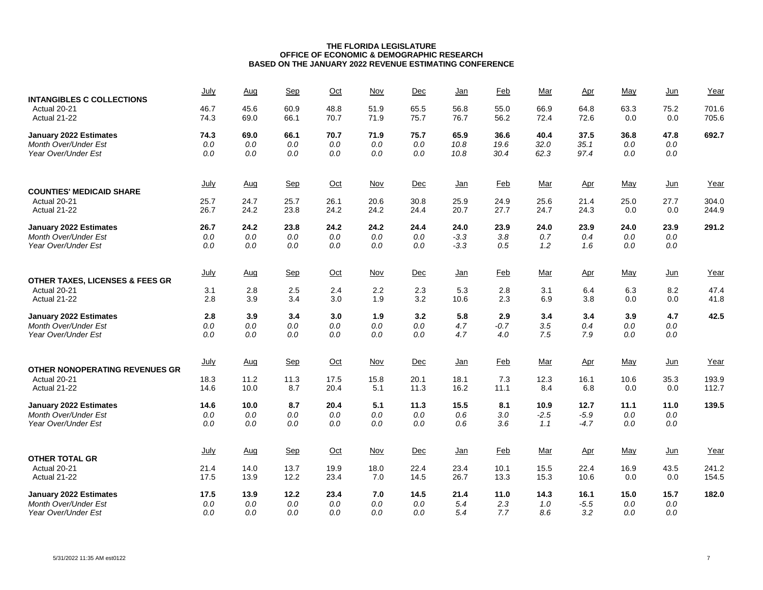**THE FLORIDA LEGISLATURE**
**OFFICE OF ECONOMIC & DEMOGRAPHIC RESEARCH**
**BASED ON THE JANUARY 2022 REVENUE ESTIMATING CONFERENCE**

| **INTANGIBLES C COLLECTIONS** | July | Aug | Sep | Oct | Nov | Dec | Jan | Feb | Mar | Apr | May | Jun | Year |
|---|---|---|---|---|---|---|---|---|---|---|---|---|---|
| Actual 20-21 | 46.7 | 45.6 | 60.9 | 48.8 | 51.9 | 65.5 | 56.8 | 55.0 | 66.9 | 64.8 | 63.3 | 75.2 | 701.6 |
| Actual 21-22 | 74.3 | 69.0 | 66.1 | 70.7 | 71.9 | 75.7 | 76.7 | 56.2 | 72.4 | 72.6 | 0.0 | 0.0 | 705.6 |
| **January 2022 Estimates** | **74.3** | **69.0** | **66.1** | **70.7** | **71.9** | **75.7** | **65.9** | **36.6** | **40.4** | **37.5** | **36.8** | **47.8** | **692.7** |
| *Month Over/Under Est* | *0.0* | *0.0* | *0.0* | *0.0* | *0.0* | *0.0* | *10.8* | *19.6* | *32.0* | *35.1* | *0.0* | *0.0* | |
| *Year Over/Under Est* | *0.0* | *0.0* | *0.0* | *0.0* | *0.0* | *0.0* | *10.8* | *30.4* | *62.3* | *97.4* | *0.0* | *0.0* | |

| **COUNTIES' MEDICAID SHARE** | July | Aug | Sep | Oct | Nov | Dec | Jan | Feb | Mar | Apr | May | Jun | Year |
|---|---|---|---|---|---|---|---|---|---|---|---|---|---|
| Actual 20-21 | 25.7 | 24.7 | 25.7 | 26.1 | 20.6 | 30.8 | 25.9 | 24.9 | 25.6 | 21.4 | 25.0 | 27.7 | 304.0 |
| Actual 21-22 | 26.7 | 24.2 | 23.8 | 24.2 | 24.2 | 24.4 | 20.7 | 27.7 | 24.7 | 24.3 | 0.0 | 0.0 | 244.9 |
| **January 2022 Estimates** | **26.7** | **24.2** | **23.8** | **24.2** | **24.2** | **24.4** | **24.0** | **23.9** | **24.0** | **23.9** | **24.0** | **23.9** | **291.2** |
| *Month Over/Under Est* | *0.0* | *0.0* | *0.0* | *0.0* | *0.0* | *0.0* | *-3.3* | *3.8* | *0.7* | *0.4* | *0.0* | *0.0* | |
| *Year Over/Under Est* | *0.0* | *0.0* | *0.0* | *0.0* | *0.0* | *0.0* | *-3.3* | *0.5* | *1.2* | *1.6* | *0.0* | *0.0* | |

| **OTHER TAXES, LICENSES & FEES GR** | July | Aug | Sep | Oct | Nov | Dec | Jan | Feb | Mar | Apr | May | Jun | Year |
|---|---|---|---|---|---|---|---|---|---|---|---|---|---|
| Actual 20-21 | 3.1 | 2.8 | 2.5 | 2.4 | 2.2 | 2.3 | 5.3 | 2.8 | 3.1 | 6.4 | 6.3 | 8.2 | 47.4 |
| Actual 21-22 | 2.8 | 3.9 | 3.4 | 3.0 | 1.9 | 3.2 | 10.6 | 2.3 | 6.9 | 3.8 | 0.0 | 0.0 | 41.8 |
| **January 2022 Estimates** | **2.8** | **3.9** | **3.4** | **3.0** | **1.9** | **3.2** | **5.8** | **2.9** | **3.4** | **3.4** | **3.9** | **4.7** | **42.5** |
| *Month Over/Under Est* | *0.0* | *0.0* | *0.0* | *0.0* | *0.0* | *0.0* | *4.7* | *-0.7* | *3.5* | *0.4* | *0.0* | *0.0* | |
| *Year Over/Under Est* | *0.0* | *0.0* | *0.0* | *0.0* | *0.0* | *0.0* | *4.7* | *4.0* | *7.5* | *7.9* | *0.0* | *0.0* | |

| **OTHER NONOPERATING REVENUES GR** | July | Aug | Sep | Oct | Nov | Dec | Jan | Feb | Mar | Apr | May | Jun | Year |
|---|---|---|---|---|---|---|---|---|---|---|---|---|---|
| Actual 20-21 | 18.3 | 11.2 | 11.3 | 17.5 | 15.8 | 20.1 | 18.1 | 7.3 | 12.3 | 16.1 | 10.6 | 35.3 | 193.9 |
| Actual 21-22 | 14.6 | 10.0 | 8.7 | 20.4 | 5.1 | 11.3 | 16.2 | 11.1 | 8.4 | 6.8 | 0.0 | 0.0 | 112.7 |
| **January 2022 Estimates** | **14.6** | **10.0** | **8.7** | **20.4** | **5.1** | **11.3** | **15.5** | **8.1** | **10.9** | **12.7** | **11.1** | **11.0** | **139.5** |
| *Month Over/Under Est* | *0.0* | *0.0* | *0.0* | *0.0* | *0.0* | *0.0* | *0.6* | *3.0* | *-2.5* | *-5.9* | *0.0* | *0.0* | |
| *Year Over/Under Est* | *0.0* | *0.0* | *0.0* | *0.0* | *0.0* | *0.0* | *0.6* | *3.6* | *1.1* | *-4.7* | *0.0* | *0.0* | |

| **OTHER TOTAL GR** | July | Aug | Sep | Oct | Nov | Dec | Jan | Feb | Mar | Apr | May | Jun | Year |
|---|---|---|---|---|---|---|---|---|---|---|---|---|---|
| Actual 20-21 | 21.4 | 14.0 | 13.7 | 19.9 | 18.0 | 22.4 | 23.4 | 10.1 | 15.5 | 22.4 | 16.9 | 43.5 | 241.2 |
| Actual 21-22 | 17.5 | 13.9 | 12.2 | 23.4 | 7.0 | 14.5 | 26.7 | 13.3 | 15.3 | 10.6 | 0.0 | 0.0 | 154.5 |
| **January 2022 Estimates** | **17.5** | **13.9** | **12.2** | **23.4** | **7.0** | **14.5** | **21.4** | **11.0** | **14.3** | **16.1** | **15.0** | **15.7** | **182.0** |
| *Month Over/Under Est* | *0.0* | *0.0* | *0.0* | *0.0* | *0.0* | *0.0* | *5.4* | *2.3* | *1.0* | *-5.5* | *0.0* | *0.0* | |
| *Year Over/Under Est* | *0.0* | *0.0* | *0.0* | *0.0* | *0.0* | *0.0* | *5.4* | *7.7* | *8.6* | *3.2* | *0.0* | *0.0* | |

5/31/2022 11:35 AM est0122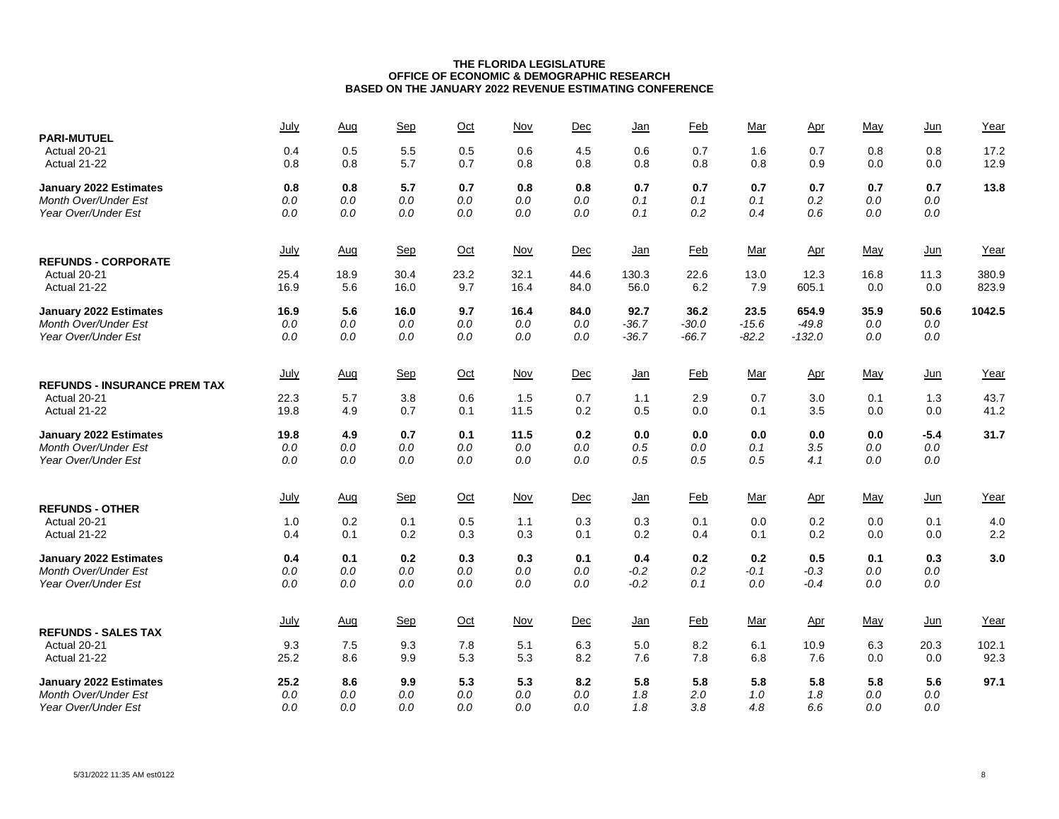**THE FLORIDA LEGISLATURE**
**OFFICE OF ECONOMIC & DEMOGRAPHIC RESEARCH**
**BASED ON THE JANUARY 2022 REVENUE ESTIMATING CONFERENCE**

| PARI-MUTUEL | July | Aug | Sep | Oct | Nov | Dec | Jan | Feb | Mar | Apr | May | Jun | Year |
|---|---|---|---|---|---|---|---|---|---|---|---|---|---|
| Actual 20-21 | 0.4 | 0.5 | 5.5 | 0.5 | 0.6 | 4.5 | 0.6 | 0.7 | 1.6 | 0.7 | 0.8 | 0.8 | 17.2 |
| Actual 21-22 | 0.8 | 0.8 | 5.7 | 0.7 | 0.8 | 0.8 | 0.8 | 0.8 | 0.8 | 0.9 | 0.0 | 0.0 | 12.9 |
| **January 2022 Estimates** | **0.8** | **0.8** | **5.7** | **0.7** | **0.8** | **0.8** | **0.7** | **0.7** | **0.7** | **0.7** | **0.7** | **0.7** | **13.8** |
| *Month Over/Under Est* | *0.0* | *0.0* | *0.0* | *0.0* | *0.0* | *0.0* | *0.1* | *0.1* | *0.1* | *0.2* | *0.0* | *0.0* | |
| *Year Over/Under Est* | *0.0* | *0.0* | *0.0* | *0.0* | *0.0* | *0.0* | *0.1* | *0.2* | *0.4* | *0.6* | *0.0* | *0.0* | |

| REFUNDS - CORPORATE | July | Aug | Sep | Oct | Nov | Dec | Jan | Feb | Mar | Apr | May | Jun | Year |
|---|---|---|---|---|---|---|---|---|---|---|---|---|---|
| Actual 20-21 | 25.4 | 18.9 | 30.4 | 23.2 | 32.1 | 44.6 | 130.3 | 22.6 | 13.0 | 12.3 | 16.8 | 11.3 | 380.9 |
| Actual 21-22 | 16.9 | 5.6 | 16.0 | 9.7 | 16.4 | 84.0 | 56.0 | 6.2 | 7.9 | 605.1 | 0.0 | 0.0 | 823.9 |
| **January 2022 Estimates** | **16.9** | **5.6** | **16.0** | **9.7** | **16.4** | **84.0** | **92.7** | **36.2** | **23.5** | **654.9** | **35.9** | **50.6** | **1042.5** |
| *Month Over/Under Est* | *0.0* | *0.0* | *0.0* | *0.0* | *0.0* | *0.0* | *-36.7* | *-30.0* | *-15.6* | *-49.8* | *0.0* | *0.0* | |
| *Year Over/Under Est* | *0.0* | *0.0* | *0.0* | *0.0* | *0.0* | *0.0* | *-36.7* | *-66.7* | *-82.2* | *-132.0* | *0.0* | *0.0* | |

| REFUNDS - INSURANCE PREM TAX | July | Aug | Sep | Oct | Nov | Dec | Jan | Feb | Mar | Apr | May | Jun | Year |
|---|---|---|---|---|---|---|---|---|---|---|---|---|---|
| Actual 20-21 | 22.3 | 5.7 | 3.8 | 0.6 | 1.5 | 0.7 | 1.1 | 2.9 | 0.7 | 3.0 | 0.1 | 1.3 | 43.7 |
| Actual 21-22 | 19.8 | 4.9 | 0.7 | 0.1 | 11.5 | 0.2 | 0.5 | 0.0 | 0.1 | 3.5 | 0.0 | 0.0 | 41.2 |
| **January 2022 Estimates** | **19.8** | **4.9** | **0.7** | **0.1** | **11.5** | **0.2** | **0.0** | **0.0** | **0.0** | **0.0** | **0.0** | **-5.4** | **31.7** |
| *Month Over/Under Est* | *0.0* | *0.0* | *0.0* | *0.0* | *0.0* | *0.0* | *0.5* | *0.0* | *0.1* | *3.5* | *0.0* | *0.0* | |
| *Year Over/Under Est* | *0.0* | *0.0* | *0.0* | *0.0* | *0.0* | *0.0* | *0.5* | *0.5* | *0.5* | *4.1* | *0.0* | *0.0* | |

| REFUNDS - OTHER | July | Aug | Sep | Oct | Nov | Dec | Jan | Feb | Mar | Apr | May | Jun | Year |
|---|---|---|---|---|---|---|---|---|---|---|---|---|---|
| Actual 20-21 | 1.0 | 0.2 | 0.1 | 0.5 | 1.1 | 0.3 | 0.3 | 0.1 | 0.0 | 0.2 | 0.0 | 0.1 | 4.0 |
| Actual 21-22 | 0.4 | 0.1 | 0.2 | 0.3 | 0.3 | 0.1 | 0.2 | 0.4 | 0.1 | 0.2 | 0.0 | 0.0 | 2.2 |
| **January 2022 Estimates** | **0.4** | **0.1** | **0.2** | **0.3** | **0.3** | **0.1** | **0.4** | **0.2** | **0.2** | **0.5** | **0.1** | **0.3** | **3.0** |
| *Month Over/Under Est* | *0.0* | *0.0* | *0.0* | *0.0* | *0.0* | *0.0* | *-0.2* | *0.2* | *-0.1* | *-0.3* | *0.0* | *0.0* | |
| *Year Over/Under Est* | *0.0* | *0.0* | *0.0* | *0.0* | *0.0* | *0.0* | *-0.2* | *0.1* | *0.0* | *-0.4* | *0.0* | *0.0* | |

| REFUNDS - SALES TAX | July | Aug | Sep | Oct | Nov | Dec | Jan | Feb | Mar | Apr | May | Jun | Year |
|---|---|---|---|---|---|---|---|---|---|---|---|---|---|
| Actual 20-21 | 9.3 | 7.5 | 9.3 | 7.8 | 5.1 | 6.3 | 5.0 | 8.2 | 6.1 | 10.9 | 6.3 | 20.3 | 102.1 |
| Actual 21-22 | 25.2 | 8.6 | 9.9 | 5.3 | 5.3 | 8.2 | 7.6 | 7.8 | 6.8 | 7.6 | 0.0 | 0.0 | 92.3 |
| **January 2022 Estimates** | **25.2** | **8.6** | **9.9** | **5.3** | **5.3** | **8.2** | **5.8** | **5.8** | **5.8** | **5.8** | **5.8** | **5.6** | **97.1** |
| *Month Over/Under Est* | *0.0* | *0.0* | *0.0* | *0.0* | *0.0* | *0.0* | *1.8* | *2.0* | *1.0* | *1.8* | *0.0* | *0.0* | |
| *Year Over/Under Est* | *0.0* | *0.0* | *0.0* | *0.0* | *0.0* | *0.0* | *1.8* | *3.8* | *4.8* | *6.6* | *0.0* | *0.0* | |

5/31/2022 11:35 AM est0122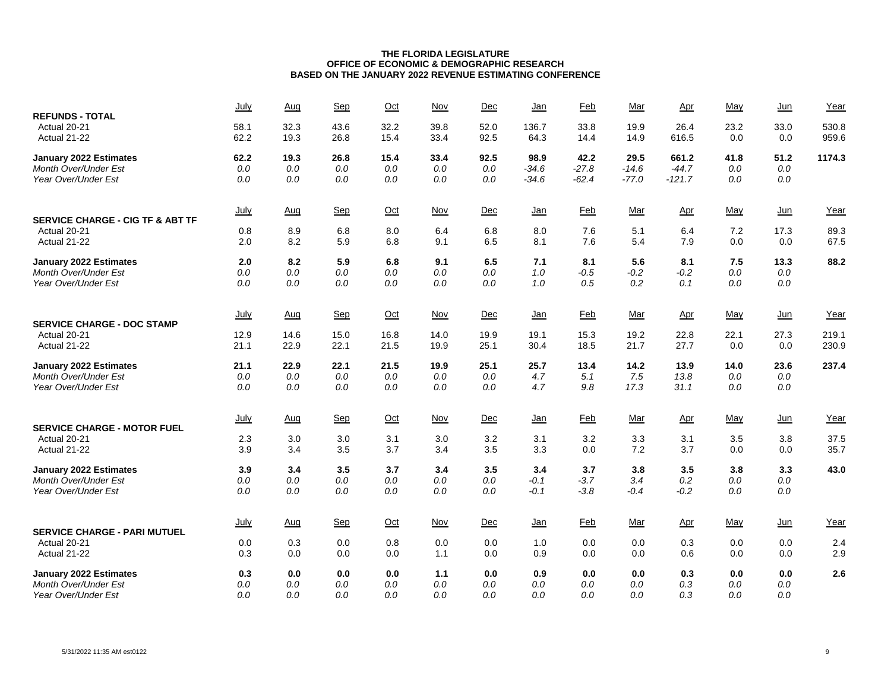**THE FLORIDA LEGISLATURE**
**OFFICE OF ECONOMIC & DEMOGRAPHIC RESEARCH**
**BASED ON THE JANUARY 2022 REVENUE ESTIMATING CONFERENCE**

| REFUNDS - TOTAL | July | Aug | Sep | Oct | Nov | Dec | Jan | Feb | Mar | Apr | May | Jun | Year |
|---|---|---|---|---|---|---|---|---|---|---|---|---|---|
| Actual 20-21 | 58.1 | 32.3 | 43.6 | 32.2 | 39.8 | 52.0 | 136.7 | 33.8 | 19.9 | 26.4 | 23.2 | 33.0 | 530.8 |
| Actual 21-22 | 62.2 | 19.3 | 26.8 | 15.4 | 33.4 | 92.5 | 64.3 | 14.4 | 14.9 | 616.5 | 0.0 | 0.0 | 959.6 |
| **January 2022 Estimates** | **62.2** | **19.3** | **26.8** | **15.4** | **33.4** | **92.5** | **98.9** | **42.2** | **29.5** | **661.2** | **41.8** | **51.2** | **1174.3** |
| *Month Over/Under Est* | *0.0* | *0.0* | *0.0* | *0.0* | *0.0* | *0.0* | *-34.6* | *-27.8* | *-14.6* | *-44.7* | *0.0* | *0.0* | |
| *Year Over/Under Est* | *0.0* | *0.0* | *0.0* | *0.0* | *0.0* | *0.0* | *-34.6* | *-62.4* | *-77.0* | *-121.7* | *0.0* | *0.0* | |

| SERVICE CHARGE - CIG TF & ABT TF | July | Aug | Sep | Oct | Nov | Dec | Jan | Feb | Mar | Apr | May | Jun | Year |
|---|---|---|---|---|---|---|---|---|---|---|---|---|---|
| Actual 20-21 | 0.8 | 8.9 | 6.8 | 8.0 | 6.4 | 6.8 | 8.0 | 7.6 | 5.1 | 6.4 | 7.2 | 17.3 | 89.3 |
| Actual 21-22 | 2.0 | 8.2 | 5.9 | 6.8 | 9.1 | 6.5 | 8.1 | 7.6 | 5.4 | 7.9 | 0.0 | 0.0 | 67.5 |
| **January 2022 Estimates** | **2.0** | **8.2** | **5.9** | **6.8** | **9.1** | **6.5** | **7.1** | **8.1** | **5.6** | **8.1** | **7.5** | **13.3** | **88.2** |
| *Month Over/Under Est* | *0.0* | *0.0* | *0.0* | *0.0* | *0.0* | *0.0* | *1.0* | *-0.5* | *-0.2* | *-0.2* | *0.0* | *0.0* | |
| *Year Over/Under Est* | *0.0* | *0.0* | *0.0* | *0.0* | *0.0* | *0.0* | *1.0* | *0.5* | *0.2* | *0.1* | *0.0* | *0.0* | |

| SERVICE CHARGE - DOC STAMP | July | Aug | Sep | Oct | Nov | Dec | Jan | Feb | Mar | Apr | May | Jun | Year |
|---|---|---|---|---|---|---|---|---|---|---|---|---|---|
| Actual 20-21 | 12.9 | 14.6 | 15.0 | 16.8 | 14.0 | 19.9 | 19.1 | 15.3 | 19.2 | 22.8 | 22.1 | 27.3 | 219.1 |
| Actual 21-22 | 21.1 | 22.9 | 22.1 | 21.5 | 19.9 | 25.1 | 30.4 | 18.5 | 21.7 | 27.7 | 0.0 | 0.0 | 230.9 |
| **January 2022 Estimates** | **21.1** | **22.9** | **22.1** | **21.5** | **19.9** | **25.1** | **25.7** | **13.4** | **14.2** | **13.9** | **14.0** | **23.6** | **237.4** |
| *Month Over/Under Est* | *0.0* | *0.0* | *0.0* | *0.0* | *0.0* | *0.0* | *4.7* | *5.1* | *7.5* | *13.8* | *0.0* | *0.0* | |
| *Year Over/Under Est* | *0.0* | *0.0* | *0.0* | *0.0* | *0.0* | *0.0* | *4.7* | *9.8* | *17.3* | *31.1* | *0.0* | *0.0* | |

| SERVICE CHARGE - MOTOR FUEL | July | Aug | Sep | Oct | Nov | Dec | Jan | Feb | Mar | Apr | May | Jun | Year |
|---|---|---|---|---|---|---|---|---|---|---|---|---|---|
| Actual 20-21 | 2.3 | 3.0 | 3.0 | 3.1 | 3.0 | 3.2 | 3.1 | 3.2 | 3.3 | 3.1 | 3.5 | 3.8 | 37.5 |
| Actual 21-22 | 3.9 | 3.4 | 3.5 | 3.7 | 3.4 | 3.5 | 3.3 | 0.0 | 7.2 | 3.7 | 0.0 | 0.0 | 35.7 |
| **January 2022 Estimates** | **3.9** | **3.4** | **3.5** | **3.7** | **3.4** | **3.5** | **3.4** | **3.7** | **3.8** | **3.5** | **3.8** | **3.3** | **43.0** |
| *Month Over/Under Est* | *0.0* | *0.0* | *0.0* | *0.0* | *0.0* | *0.0* | *-0.1* | *-3.7* | *3.4* | *0.2* | *0.0* | *0.0* | |
| *Year Over/Under Est* | *0.0* | *0.0* | *0.0* | *0.0* | *0.0* | *0.0* | *-0.1* | *-3.8* | *-0.4* | *-0.2* | *0.0* | *0.0* | |

| SERVICE CHARGE - PARI MUTUEL | July | Aug | Sep | Oct | Nov | Dec | Jan | Feb | Mar | Apr | May | Jun | Year |
|---|---|---|---|---|---|---|---|---|---|---|---|---|---|
| Actual 20-21 | 0.0 | 0.3 | 0.0 | 0.8 | 0.0 | 0.0 | 1.0 | 0.0 | 0.0 | 0.3 | 0.0 | 0.0 | 2.4 |
| Actual 21-22 | 0.3 | 0.0 | 0.0 | 0.0 | 1.1 | 0.0 | 0.9 | 0.0 | 0.0 | 0.6 | 0.0 | 0.0 | 2.9 |
| **January 2022 Estimates** | **0.3** | **0.0** | **0.0** | **0.0** | **1.1** | **0.0** | **0.9** | **0.0** | **0.0** | **0.3** | **0.0** | **0.0** | **2.6** |
| *Month Over/Under Est* | *0.0* | *0.0* | *0.0* | *0.0* | *0.0* | *0.0* | *0.0* | *0.0* | *0.0* | *0.3* | *0.0* | *0.0* | |
| *Year Over/Under Est* | *0.0* | *0.0* | *0.0* | *0.0* | *0.0* | *0.0* | *0.0* | *0.0* | *0.0* | *0.3* | *0.0* | *0.0* | |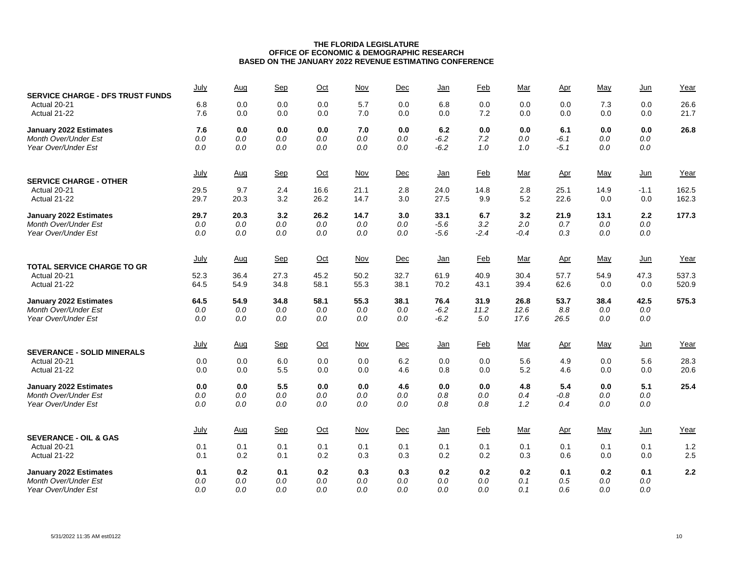**THE FLORIDA LEGISLATURE**
**OFFICE OF ECONOMIC & DEMOGRAPHIC RESEARCH**
**BASED ON THE JANUARY 2022 REVENUE ESTIMATING CONFERENCE**

| SERVICE CHARGE - DFS TRUST FUNDS | July | Aug | Sep | Oct | Nov | Dec | Jan | Feb | Mar | Apr | May | Jun | Year |
|---|---|---|---|---|---|---|---|---|---|---|---|---|---|
| Actual 20-21 | 6.8 | 0.0 | 0.0 | 0.0 | 5.7 | 0.0 | 6.8 | 0.0 | 0.0 | 0.0 | 7.3 | 0.0 | 26.6 |
| Actual 21-22 | 7.6 | 0.0 | 0.0 | 0.0 | 7.0 | 0.0 | 0.0 | 7.2 | 0.0 | 0.0 | 0.0 | 0.0 | 21.7 |
| **January 2022 Estimates** | **7.6** | **0.0** | **0.0** | **0.0** | **7.0** | **0.0** | **6.2** | **0.0** | **0.0** | **6.1** | **0.0** | **0.0** | **26.8** |
| *Month Over/Under Est* | *0.0* | *0.0* | *0.0* | *0.0* | *0.0* | *0.0* | *-6.2* | *7.2* | *0.0* | *-6.1* | *0.0* | *0.0* | |
| *Year Over/Under Est* | *0.0* | *0.0* | *0.0* | *0.0* | *0.0* | *0.0* | *-6.2* | *1.0* | *1.0* | *-5.1* | *0.0* | *0.0* | |

| SERVICE CHARGE - OTHER | July | Aug | Sep | Oct | Nov | Dec | Jan | Feb | Mar | Apr | May | Jun | Year |
|---|---|---|---|---|---|---|---|---|---|---|---|---|---|
| Actual 20-21 | 29.5 | 9.7 | 2.4 | 16.6 | 21.1 | 2.8 | 24.0 | 14.8 | 2.8 | 25.1 | 14.9 | -1.1 | 162.5 |
| Actual 21-22 | 29.7 | 20.3 | 3.2 | 26.2 | 14.7 | 3.0 | 27.5 | 9.9 | 5.2 | 22.6 | 0.0 | 0.0 | 162.3 |
| **January 2022 Estimates** | **29.7** | **20.3** | **3.2** | **26.2** | **14.7** | **3.0** | **33.1** | **6.7** | **3.2** | **21.9** | **13.1** | **2.2** | **177.3** |
| *Month Over/Under Est* | *0.0* | *0.0* | *0.0* | *0.0* | *0.0* | *0.0* | *-5.6* | *3.2* | *2.0* | *0.7* | *0.0* | *0.0* | |
| *Year Over/Under Est* | *0.0* | *0.0* | *0.0* | *0.0* | *0.0* | *0.0* | *-5.6* | *-2.4* | *-0.4* | *0.3* | *0.0* | *0.0* | |

| TOTAL SERVICE CHARGE TO GR | July | Aug | Sep | Oct | Nov | Dec | Jan | Feb | Mar | Apr | May | Jun | Year |
|---|---|---|---|---|---|---|---|---|---|---|---|---|---|
| Actual 20-21 | 52.3 | 36.4 | 27.3 | 45.2 | 50.2 | 32.7 | 61.9 | 40.9 | 30.4 | 57.7 | 54.9 | 47.3 | 537.3 |
| Actual 21-22 | 64.5 | 54.9 | 34.8 | 58.1 | 55.3 | 38.1 | 70.2 | 43.1 | 39.4 | 62.6 | 0.0 | 0.0 | 520.9 |
| **January 2022 Estimates** | **64.5** | **54.9** | **34.8** | **58.1** | **55.3** | **38.1** | **76.4** | **31.9** | **26.8** | **53.7** | **38.4** | **42.5** | **575.3** |
| *Month Over/Under Est* | *0.0* | *0.0* | *0.0* | *0.0* | *0.0* | *0.0* | *-6.2* | *11.2* | *12.6* | *8.8* | *0.0* | *0.0* | |
| *Year Over/Under Est* | *0.0* | *0.0* | *0.0* | *0.0* | *0.0* | *0.0* | *-6.2* | *5.0* | *17.6* | *26.5* | *0.0* | *0.0* | |

| SEVERANCE - SOLID MINERALS | July | Aug | Sep | Oct | Nov | Dec | Jan | Feb | Mar | Apr | May | Jun | Year |
|---|---|---|---|---|---|---|---|---|---|---|---|---|---|
| Actual 20-21 | 0.0 | 0.0 | 6.0 | 0.0 | 0.0 | 6.2 | 0.0 | 0.0 | 5.6 | 4.9 | 0.0 | 5.6 | 28.3 |
| Actual 21-22 | 0.0 | 0.0 | 5.5 | 0.0 | 0.0 | 4.6 | 0.8 | 0.0 | 5.2 | 4.6 | 0.0 | 0.0 | 20.6 |
| **January 2022 Estimates** | **0.0** | **0.0** | **5.5** | **0.0** | **0.0** | **4.6** | **0.0** | **0.0** | **4.8** | **5.4** | **0.0** | **5.1** | **25.4** |
| *Month Over/Under Est* | *0.0* | *0.0* | *0.0* | *0.0* | *0.0* | *0.0* | *0.8* | *0.0* | *0.4* | *-0.8* | *0.0* | *0.0* | |
| *Year Over/Under Est* | *0.0* | *0.0* | *0.0* | *0.0* | *0.0* | *0.0* | *0.8* | *0.8* | *1.2* | *0.4* | *0.0* | *0.0* | |

| SEVERANCE - OIL & GAS | July | Aug | Sep | Oct | Nov | Dec | Jan | Feb | Mar | Apr | May | Jun | Year |
|---|---|---|---|---|---|---|---|---|---|---|---|---|---|
| Actual 20-21 | 0.1 | 0.1 | 0.1 | 0.1 | 0.1 | 0.1 | 0.1 | 0.1 | 0.1 | 0.1 | 0.1 | 0.1 | 1.2 |
| Actual 21-22 | 0.1 | 0.2 | 0.1 | 0.2 | 0.3 | 0.3 | 0.2 | 0.2 | 0.3 | 0.6 | 0.0 | 0.0 | 2.5 |
| **January 2022 Estimates** | **0.1** | **0.2** | **0.1** | **0.2** | **0.3** | **0.3** | **0.2** | **0.2** | **0.2** | **0.1** | **0.2** | **0.1** | **2.2** |
| *Month Over/Under Est* | *0.0* | *0.0* | *0.0* | *0.0* | *0.0* | *0.0* | *0.0* | *0.0* | *0.1* | *0.5* | *0.0* | *0.0* | |
| *Year Over/Under Est* | *0.0* | *0.0* | *0.0* | *0.0* | *0.0* | *0.0* | *0.0* | *0.0* | *0.1* | *0.6* | *0.0* | *0.0* | |

5/31/2022 11:35 AM est0122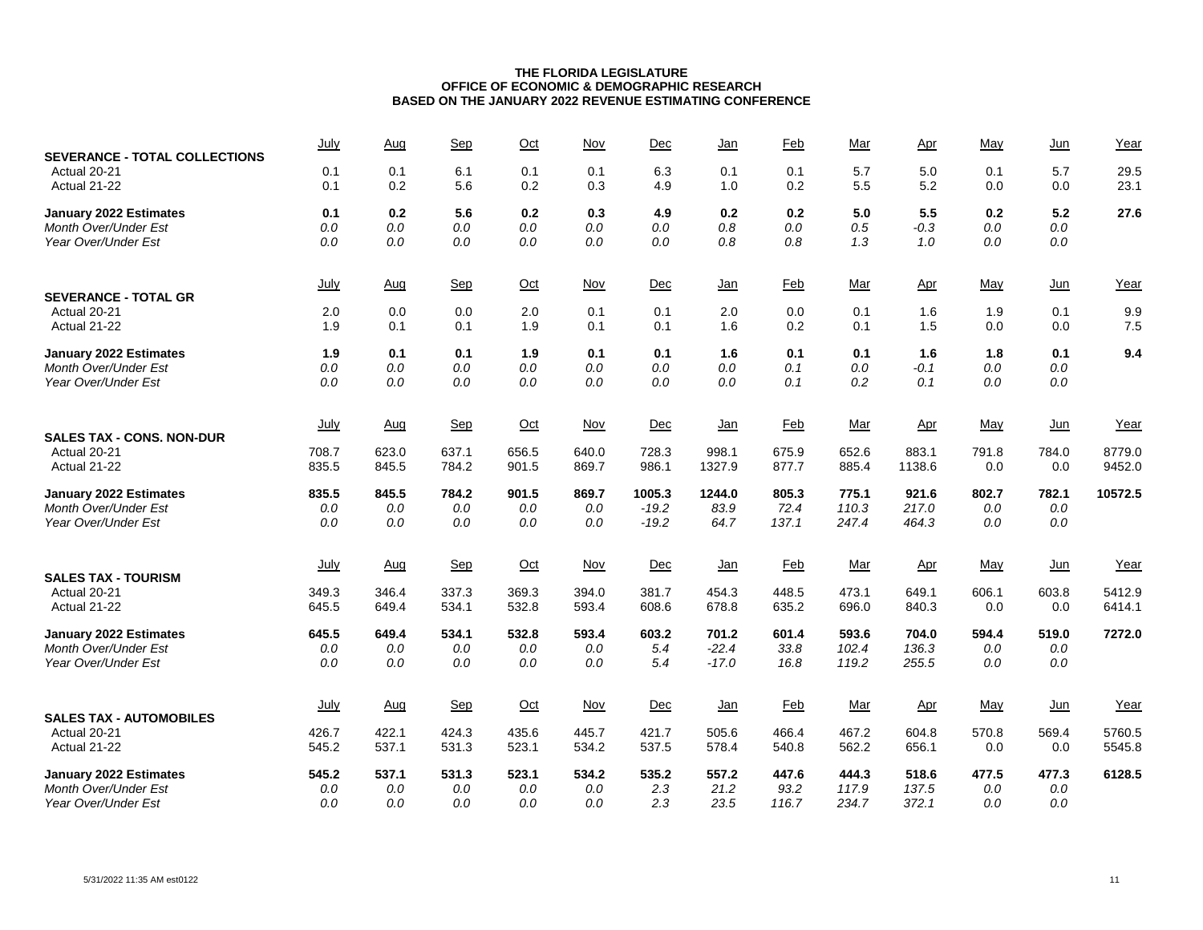**THE FLORIDA LEGISLATURE**
**OFFICE OF ECONOMIC & DEMOGRAPHIC RESEARCH**
**BASED ON THE JANUARY 2022 REVENUE ESTIMATING CONFERENCE**

| SEVERANCE - TOTAL COLLECTIONS | July | Aug | Sep | Oct | Nov | Dec | Jan | Feb | Mar | Apr | May | Jun | Year |
|---|---|---|---|---|---|---|---|---|---|---|---|---|---|
| Actual 20-21 | 0.1 | 0.1 | 6.1 | 0.1 | 0.1 | 6.3 | 0.1 | 0.1 | 5.7 | 5.0 | 0.1 | 5.7 | 29.5 |
| Actual 21-22 | 0.1 | 0.2 | 5.6 | 0.2 | 0.3 | 4.9 | 1.0 | 0.2 | 5.5 | 5.2 | 0.0 | 0.0 | 23.1 |
| **January 2022 Estimates** | **0.1** | **0.2** | **5.6** | **0.2** | **0.3** | **4.9** | **0.2** | **0.2** | **5.0** | **5.5** | **0.2** | **5.2** | **27.6** |
| *Month Over/Under Est* | *0.0* | *0.0* | *0.0* | *0.0* | *0.0* | *0.0* | *0.8* | *0.0* | *0.5* | *-0.3* | *0.0* | *0.0* | |
| *Year Over/Under Est* | *0.0* | *0.0* | *0.0* | *0.0* | *0.0* | *0.0* | *0.8* | *0.8* | *1.3* | *1.0* | *0.0* | *0.0* | |

| SEVERANCE - TOTAL GR | July | Aug | Sep | Oct | Nov | Dec | Jan | Feb | Mar | Apr | May | Jun | Year |
|---|---|---|---|---|---|---|---|---|---|---|---|---|---|
| Actual 20-21 | 2.0 | 0.0 | 0.0 | 2.0 | 0.1 | 0.1 | 2.0 | 0.0 | 0.1 | 1.6 | 1.9 | 0.1 | 9.9 |
| Actual 21-22 | 1.9 | 0.1 | 0.1 | 1.9 | 0.1 | 0.1 | 1.6 | 0.2 | 0.1 | 1.5 | 0.0 | 0.0 | 7.5 |
| **January 2022 Estimates** | **1.9** | **0.1** | **0.1** | **1.9** | **0.1** | **0.1** | **1.6** | **0.1** | **0.1** | **1.6** | **1.8** | **0.1** | **9.4** |
| *Month Over/Under Est* | *0.0* | *0.0* | *0.0* | *0.0* | *0.0* | *0.0* | *0.0* | *0.1* | *0.0* | *-0.1* | *0.0* | *0.0* | |
| *Year Over/Under Est* | *0.0* | *0.0* | *0.0* | *0.0* | *0.0* | *0.0* | *0.0* | *0.1* | *0.2* | *0.1* | *0.0* | *0.0* | |

| SALES TAX - CONS. NON-DUR | July | Aug | Sep | Oct | Nov | Dec | Jan | Feb | Mar | Apr | May | Jun | Year |
|---|---|---|---|---|---|---|---|---|---|---|---|---|---|
| Actual 20-21 | 708.7 | 623.0 | 637.1 | 656.5 | 640.0 | 728.3 | 998.1 | 675.9 | 652.6 | 883.1 | 791.8 | 784.0 | 8779.0 |
| Actual 21-22 | 835.5 | 845.5 | 784.2 | 901.5 | 869.7 | 986.1 | 1327.9 | 877.7 | 885.4 | 1138.6 | 0.0 | 0.0 | 9452.0 |
| **January 2022 Estimates** | **835.5** | **845.5** | **784.2** | **901.5** | **869.7** | **1005.3** | **1244.0** | **805.3** | **775.1** | **921.6** | **802.7** | **782.1** | **10572.5** |
| *Month Over/Under Est* | *0.0* | *0.0* | *0.0* | *0.0* | *0.0* | *-19.2* | *83.9* | *72.4* | *110.3* | *217.0* | *0.0* | *0.0* | |
| *Year Over/Under Est* | *0.0* | *0.0* | *0.0* | *0.0* | *0.0* | *-19.2* | *64.7* | *137.1* | *247.4* | *464.3* | *0.0* | *0.0* | |

| SALES TAX - TOURISM | July | Aug | Sep | Oct | Nov | Dec | Jan | Feb | Mar | Apr | May | Jun | Year |
|---|---|---|---|---|---|---|---|---|---|---|---|---|---|
| Actual 20-21 | 349.3 | 346.4 | 337.3 | 369.3 | 394.0 | 381.7 | 454.3 | 448.5 | 473.1 | 649.1 | 606.1 | 603.8 | 5412.9 |
| Actual 21-22 | 645.5 | 649.4 | 534.1 | 532.8 | 593.4 | 608.6 | 678.8 | 635.2 | 696.0 | 840.3 | 0.0 | 0.0 | 6414.1 |
| **January 2022 Estimates** | **645.5** | **649.4** | **534.1** | **532.8** | **593.4** | **603.2** | **701.2** | **601.4** | **593.6** | **704.0** | **594.4** | **519.0** | **7272.0** |
| *Month Over/Under Est* | *0.0* | *0.0* | *0.0* | *0.0* | *0.0* | *5.4* | *-22.4* | *33.8* | *102.4* | *136.3* | *0.0* | *0.0* | |
| *Year Over/Under Est* | *0.0* | *0.0* | *0.0* | *0.0* | *0.0* | *5.4* | *-17.0* | *16.8* | *119.2* | *255.5* | *0.0* | *0.0* | |

| SALES TAX - AUTOMOBILES | July | Aug | Sep | Oct | Nov | Dec | Jan | Feb | Mar | Apr | May | Jun | Year |
|---|---|---|---|---|---|---|---|---|---|---|---|---|---|
| Actual 20-21 | 426.7 | 422.1 | 424.3 | 435.6 | 445.7 | 421.7 | 505.6 | 466.4 | 467.2 | 604.8 | 570.8 | 569.4 | 5760.5 |
| Actual 21-22 | 545.2 | 537.1 | 531.3 | 523.1 | 534.2 | 537.5 | 578.4 | 540.8 | 562.2 | 656.1 | 0.0 | 0.0 | 5545.8 |
| **January 2022 Estimates** | **545.2** | **537.1** | **531.3** | **523.1** | **534.2** | **535.2** | **557.2** | **447.6** | **444.3** | **518.6** | **477.5** | **477.3** | **6128.5** |
| *Month Over/Under Est* | *0.0* | *0.0* | *0.0* | *0.0* | *0.0* | *2.3* | *21.2* | *93.2* | *117.9* | *137.5* | *0.0* | *0.0* | |
| *Year Over/Under Est* | *0.0* | *0.0* | *0.0* | *0.0* | *0.0* | *2.3* | *23.5* | *116.7* | *234.7* | *372.1* | *0.0* | *0.0* | |

5/31/2022 11:35 AM est0122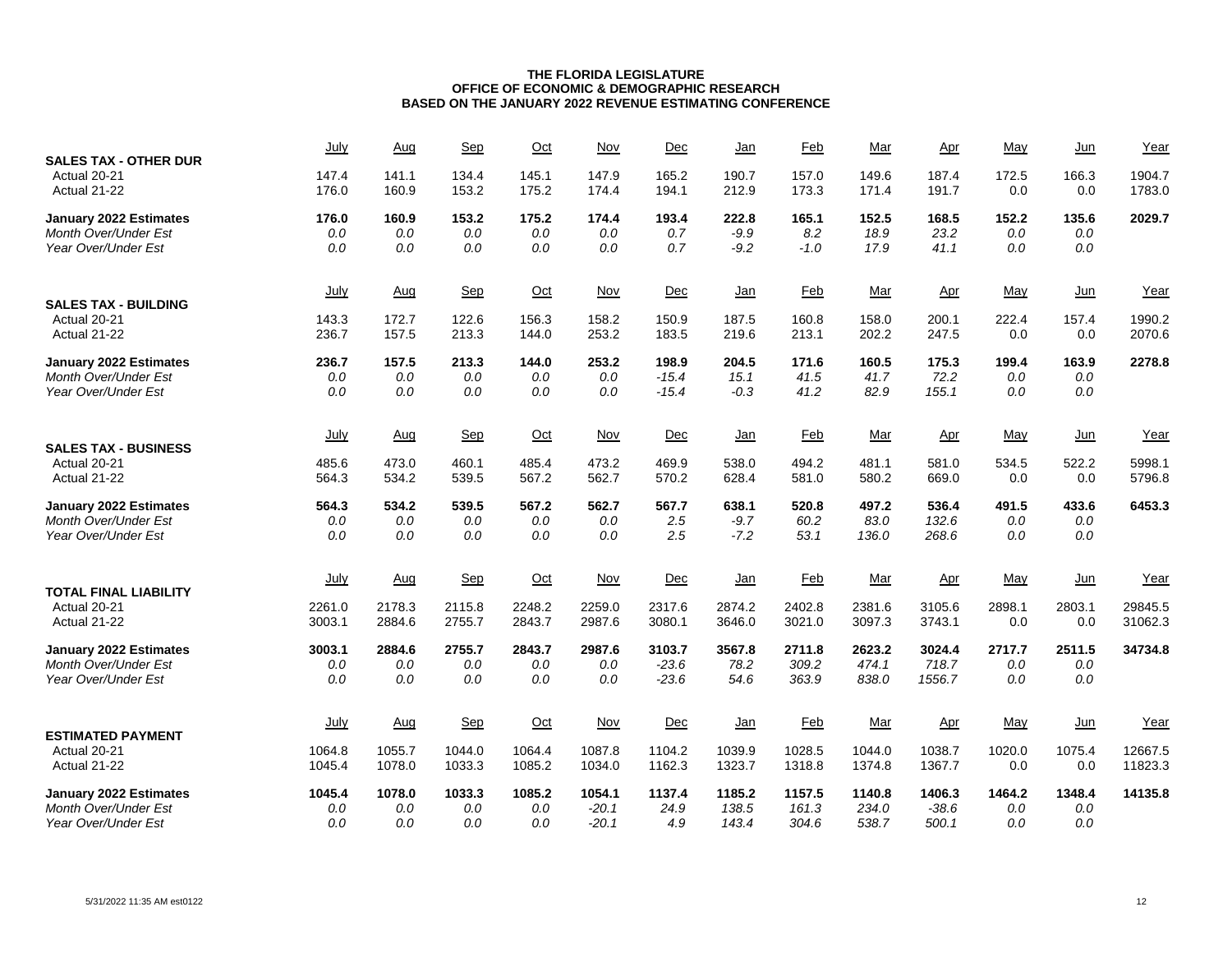**THE FLORIDA LEGISLATURE**
**OFFICE OF ECONOMIC & DEMOGRAPHIC RESEARCH**
**BASED ON THE JANUARY 2022 REVENUE ESTIMATING CONFERENCE**

| **SALES TAX - OTHER DUR** | July | Aug | Sep | Oct | Nov | Dec | Jan | Feb | Mar | Apr | May | Jun | Year |
|---|---|---|---|---|---|---|---|---|---|---|---|---|---|
| Actual 20-21 | 147.4 | 141.1 | 134.4 | 145.1 | 147.9 | 165.2 | 190.7 | 157.0 | 149.6 | 187.4 | 172.5 | 166.3 | 1904.7 |
| Actual 21-22 | 176.0 | 160.9 | 153.2 | 175.2 | 174.4 | 194.1 | 212.9 | 173.3 | 171.4 | 191.7 | 0.0 | 0.0 | 1783.0 |
| **January 2022 Estimates** | **176.0** | **160.9** | **153.2** | **175.2** | **174.4** | **193.4** | **222.8** | **165.1** | **152.5** | **168.5** | **152.2** | **135.6** | **2029.7** |
| *Month Over/Under Est* | *0.0* | *0.0* | *0.0* | *0.0* | *0.0* | *0.7* | *-9.9* | *8.2* | *18.9* | *23.2* | *0.0* | *0.0* | |
| *Year Over/Under Est* | *0.0* | *0.0* | *0.0* | *0.0* | *0.0* | *0.7* | *-9.2* | *-1.0* | *17.9* | *41.1* | *0.0* | *0.0* | |

| **SALES TAX - BUILDING** | July | Aug | Sep | Oct | Nov | Dec | Jan | Feb | Mar | Apr | May | Jun | Year |
|---|---|---|---|---|---|---|---|---|---|---|---|---|---|
| Actual 20-21 | 143.3 | 172.7 | 122.6 | 156.3 | 158.2 | 150.9 | 187.5 | 160.8 | 158.0 | 200.1 | 222.4 | 157.4 | 1990.2 |
| Actual 21-22 | 236.7 | 157.5 | 213.3 | 144.0 | 253.2 | 183.5 | 219.6 | 213.1 | 202.2 | 247.5 | 0.0 | 0.0 | 2070.6 |
| **January 2022 Estimates** | **236.7** | **157.5** | **213.3** | **144.0** | **253.2** | **198.9** | **204.5** | **171.6** | **160.5** | **175.3** | **199.4** | **163.9** | **2278.8** |
| *Month Over/Under Est* | *0.0* | *0.0* | *0.0* | *0.0* | *0.0* | *-15.4* | *15.1* | *41.5* | *41.7* | *72.2* | *0.0* | *0.0* | |
| *Year Over/Under Est* | *0.0* | *0.0* | *0.0* | *0.0* | *0.0* | *-15.4* | *-0.3* | *41.2* | *82.9* | *155.1* | *0.0* | *0.0* | |

| **SALES TAX - BUSINESS** | July | Aug | Sep | Oct | Nov | Dec | Jan | Feb | Mar | Apr | May | Jun | Year |
|---|---|---|---|---|---|---|---|---|---|---|---|---|---|
| Actual 20-21 | 485.6 | 473.0 | 460.1 | 485.4 | 473.2 | 469.9 | 538.0 | 494.2 | 481.1 | 581.0 | 534.5 | 522.2 | 5998.1 |
| Actual 21-22 | 564.3 | 534.2 | 539.5 | 567.2 | 562.7 | 570.2 | 628.4 | 581.0 | 580.2 | 669.0 | 0.0 | 0.0 | 5796.8 |
| **January 2022 Estimates** | **564.3** | **534.2** | **539.5** | **567.2** | **562.7** | **567.7** | **638.1** | **520.8** | **497.2** | **536.4** | **491.5** | **433.6** | **6453.3** |
| *Month Over/Under Est* | *0.0* | *0.0* | *0.0* | *0.0* | *0.0* | *2.5* | *-9.7* | *60.2* | *83.0* | *132.6* | *0.0* | *0.0* | |
| *Year Over/Under Est* | *0.0* | *0.0* | *0.0* | *0.0* | *0.0* | *2.5* | *-7.2* | *53.1* | *136.0* | *268.6* | *0.0* | *0.0* | |

| **TOTAL FINAL LIABILITY** | July | Aug | Sep | Oct | Nov | Dec | Jan | Feb | Mar | Apr | May | Jun | Year |
|---|---|---|---|---|---|---|---|---|---|---|---|---|---|
| Actual 20-21 | 2261.0 | 2178.3 | 2115.8 | 2248.2 | 2259.0 | 2317.6 | 2874.2 | 2402.8 | 2381.6 | 3105.6 | 2898.1 | 2803.1 | 29845.5 |
| Actual 21-22 | 3003.1 | 2884.6 | 2755.7 | 2843.7 | 2987.6 | 3080.1 | 3646.0 | 3021.0 | 3097.3 | 3743.1 | 0.0 | 0.0 | 31062.3 |
| **January 2022 Estimates** | **3003.1** | **2884.6** | **2755.7** | **2843.7** | **2987.6** | **3103.7** | **3567.8** | **2711.8** | **2623.2** | **3024.4** | **2717.7** | **2511.5** | **34734.8** |
| *Month Over/Under Est* | *0.0* | *0.0* | *0.0* | *0.0* | *0.0* | *-23.6* | *78.2* | *309.2* | *474.1* | *718.7* | *0.0* | *0.0* | |
| *Year Over/Under Est* | *0.0* | *0.0* | *0.0* | *0.0* | *0.0* | *-23.6* | *54.6* | *363.9* | *838.0* | *1556.7* | *0.0* | *0.0* | |

| **ESTIMATED PAYMENT** | July | Aug | Sep | Oct | Nov | Dec | Jan | Feb | Mar | Apr | May | Jun | Year |
|---|---|---|---|---|---|---|---|---|---|---|---|---|---|
| Actual 20-21 | 1064.8 | 1055.7 | 1044.0 | 1064.4 | 1087.8 | 1104.2 | 1039.9 | 1028.5 | 1044.0 | 1038.7 | 1020.0 | 1075.4 | 12667.5 |
| Actual 21-22 | 1045.4 | 1078.0 | 1033.3 | 1085.2 | 1034.0 | 1162.3 | 1323.7 | 1318.8 | 1374.8 | 1367.7 | 0.0 | 0.0 | 11823.3 |
| **January 2022 Estimates** | **1045.4** | **1078.0** | **1033.3** | **1085.2** | **1054.1** | **1137.4** | **1185.2** | **1157.5** | **1140.8** | **1406.3** | **1464.2** | **1348.4** | **14135.8** |
| *Month Over/Under Est* | *0.0* | *0.0* | *0.0* | *0.0* | *-20.1* | *24.9* | *138.5* | *161.3* | *234.0* | *-38.6* | *0.0* | *0.0* | |
| *Year Over/Under Est* | *0.0* | *0.0* | *0.0* | *0.0* | *-20.1* | *4.9* | *143.4* | *304.6* | *538.7* | *500.1* | *0.0* | *0.0* | |

5/31/2022 11:35 AM est0122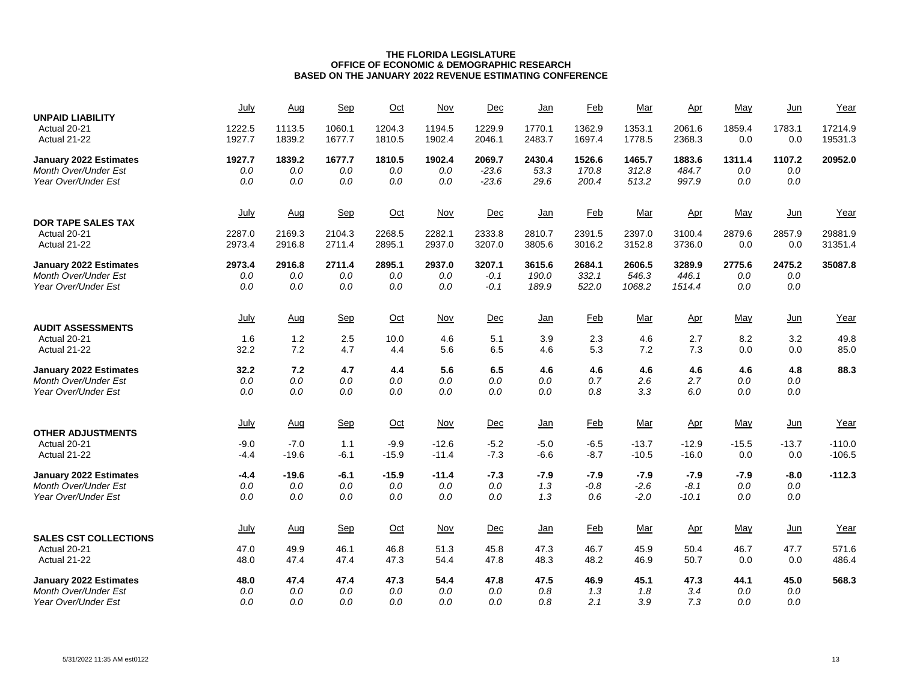**THE FLORIDA LEGISLATURE**
**OFFICE OF ECONOMIC & DEMOGRAPHIC RESEARCH**
**BASED ON THE JANUARY 2022 REVENUE ESTIMATING CONFERENCE**

| UNPAID LIABILITY | July | Aug | Sep | Oct | Nov | Dec | Jan | Feb | Mar | Apr | May | Jun | Year |
|---|---|---|---|---|---|---|---|---|---|---|---|---|---|
| Actual 20-21 | 1222.5 | 1113.5 | 1060.1 | 1204.3 | 1194.5 | 1229.9 | 1770.1 | 1362.9 | 1353.1 | 2061.6 | 1859.4 | 1783.1 | 17214.9 |
| Actual 21-22 | 1927.7 | 1839.2 | 1677.7 | 1810.5 | 1902.4 | 2046.1 | 2483.7 | 1697.4 | 1778.5 | 2368.3 | 0.0 | 0.0 | 19531.3 |
| **January 2022 Estimates** | **1927.7** | **1839.2** | **1677.7** | **1810.5** | **1902.4** | **2069.7** | **2430.4** | **1526.6** | **1465.7** | **1883.6** | **1311.4** | **1107.2** | **20952.0** |
| *Month Over/Under Est* | *0.0* | *0.0* | *0.0* | *0.0* | *0.0* | *-23.6* | *53.3* | *170.8* | *312.8* | *484.7* | *0.0* | *0.0* | |
| *Year Over/Under Est* | *0.0* | *0.0* | *0.0* | *0.0* | *0.0* | *-23.6* | *29.6* | *200.4* | *513.2* | *997.9* | *0.0* | *0.0* | |

| DOR TAPE SALES TAX | July | Aug | Sep | Oct | Nov | Dec | Jan | Feb | Mar | Apr | May | Jun | Year |
|---|---|---|---|---|---|---|---|---|---|---|---|---|---|
| Actual 20-21 | 2287.0 | 2169.3 | 2104.3 | 2268.5 | 2282.1 | 2333.8 | 2810.7 | 2391.5 | 2397.0 | 3100.4 | 2879.6 | 2857.9 | 29881.9 |
| Actual 21-22 | 2973.4 | 2916.8 | 2711.4 | 2895.1 | 2937.0 | 3207.0 | 3805.6 | 3016.2 | 3152.8 | 3736.0 | 0.0 | 0.0 | 31351.4 |
| **January 2022 Estimates** | **2973.4** | **2916.8** | **2711.4** | **2895.1** | **2937.0** | **3207.1** | **3615.6** | **2684.1** | **2606.5** | **3289.9** | **2775.6** | **2475.2** | **35087.8** |
| *Month Over/Under Est* | *0.0* | *0.0* | *0.0* | *0.0* | *0.0* | *-0.1* | *190.0* | *332.1* | *546.3* | *446.1* | *0.0* | *0.0* | |
| *Year Over/Under Est* | *0.0* | *0.0* | *0.0* | *0.0* | *0.0* | *-0.1* | *189.9* | *522.0* | *1068.2* | *1514.4* | *0.0* | *0.0* | |

| AUDIT ASSESSMENTS | July | Aug | Sep | Oct | Nov | Dec | Jan | Feb | Mar | Apr | May | Jun | Year |
|---|---|---|---|---|---|---|---|---|---|---|---|---|---|
| Actual 20-21 | 1.6 | 1.2 | 2.5 | 10.0 | 4.6 | 5.1 | 3.9 | 2.3 | 4.6 | 2.7 | 8.2 | 3.2 | 49.8 |
| Actual 21-22 | 32.2 | 7.2 | 4.7 | 4.4 | 5.6 | 6.5 | 4.6 | 5.3 | 7.2 | 7.3 | 0.0 | 0.0 | 85.0 |
| **January 2022 Estimates** | **32.2** | **7.2** | **4.7** | **4.4** | **5.6** | **6.5** | **4.6** | **4.6** | **4.6** | **4.6** | **4.6** | **4.8** | **88.3** |
| *Month Over/Under Est* | *0.0* | *0.0* | *0.0* | *0.0* | *0.0* | *0.0* | *0.0* | *0.7* | *2.6* | *2.7* | *0.0* | *0.0* | |
| *Year Over/Under Est* | *0.0* | *0.0* | *0.0* | *0.0* | *0.0* | *0.0* | *0.0* | *0.8* | *3.3* | *6.0* | *0.0* | *0.0* | |

| OTHER ADJUSTMENTS | July | Aug | Sep | Oct | Nov | Dec | Jan | Feb | Mar | Apr | May | Jun | Year |
|---|---|---|---|---|---|---|---|---|---|---|---|---|---|
| Actual 20-21 | -9.0 | -7.0 | 1.1 | -9.9 | -12.6 | -5.2 | -5.0 | -6.5 | -13.7 | -12.9 | -15.5 | -13.7 | -110.0 |
| Actual 21-22 | -4.4 | -19.6 | -6.1 | -15.9 | -11.4 | -7.3 | -6.6 | -8.7 | -10.5 | -16.0 | 0.0 | 0.0 | -106.5 |
| **January 2022 Estimates** | **-4.4** | **-19.6** | **-6.1** | **-15.9** | **-11.4** | **-7.3** | **-7.9** | **-7.9** | **-7.9** | **-7.9** | **-7.9** | **-8.0** | **-112.3** |
| *Month Over/Under Est* | *0.0* | *0.0* | *0.0* | *0.0* | *0.0* | *0.0* | *1.3* | *-0.8* | *-2.6* | *-8.1* | *0.0* | *0.0* | |
| *Year Over/Under Est* | *0.0* | *0.0* | *0.0* | *0.0* | *0.0* | *0.0* | *1.3* | *0.6* | *-2.0* | *-10.1* | *0.0* | *0.0* | |

| SALES CST COLLECTIONS | July | Aug | Sep | Oct | Nov | Dec | Jan | Feb | Mar | Apr | May | Jun | Year |
|---|---|---|---|---|---|---|---|---|---|---|---|---|---|
| Actual 20-21 | 47.0 | 49.9 | 46.1 | 46.8 | 51.3 | 45.8 | 47.3 | 46.7 | 45.9 | 50.4 | 46.7 | 47.7 | 571.6 |
| Actual 21-22 | 48.0 | 47.4 | 47.4 | 47.3 | 54.4 | 47.8 | 48.3 | 48.2 | 46.9 | 50.7 | 0.0 | 0.0 | 486.4 |
| **January 2022 Estimates** | **48.0** | **47.4** | **47.4** | **47.3** | **54.4** | **47.8** | **47.5** | **46.9** | **45.1** | **47.3** | **44.1** | **45.0** | **568.3** |
| *Month Over/Under Est* | *0.0* | *0.0* | *0.0* | *0.0* | *0.0* | *0.0* | *0.8* | *1.3* | *1.8* | *3.4* | *0.0* | *0.0* | |
| *Year Over/Under Est* | *0.0* | *0.0* | *0.0* | *0.0* | *0.0* | *0.0* | *0.8* | *2.1* | *3.9* | *7.3* | *0.0* | *0.0* | |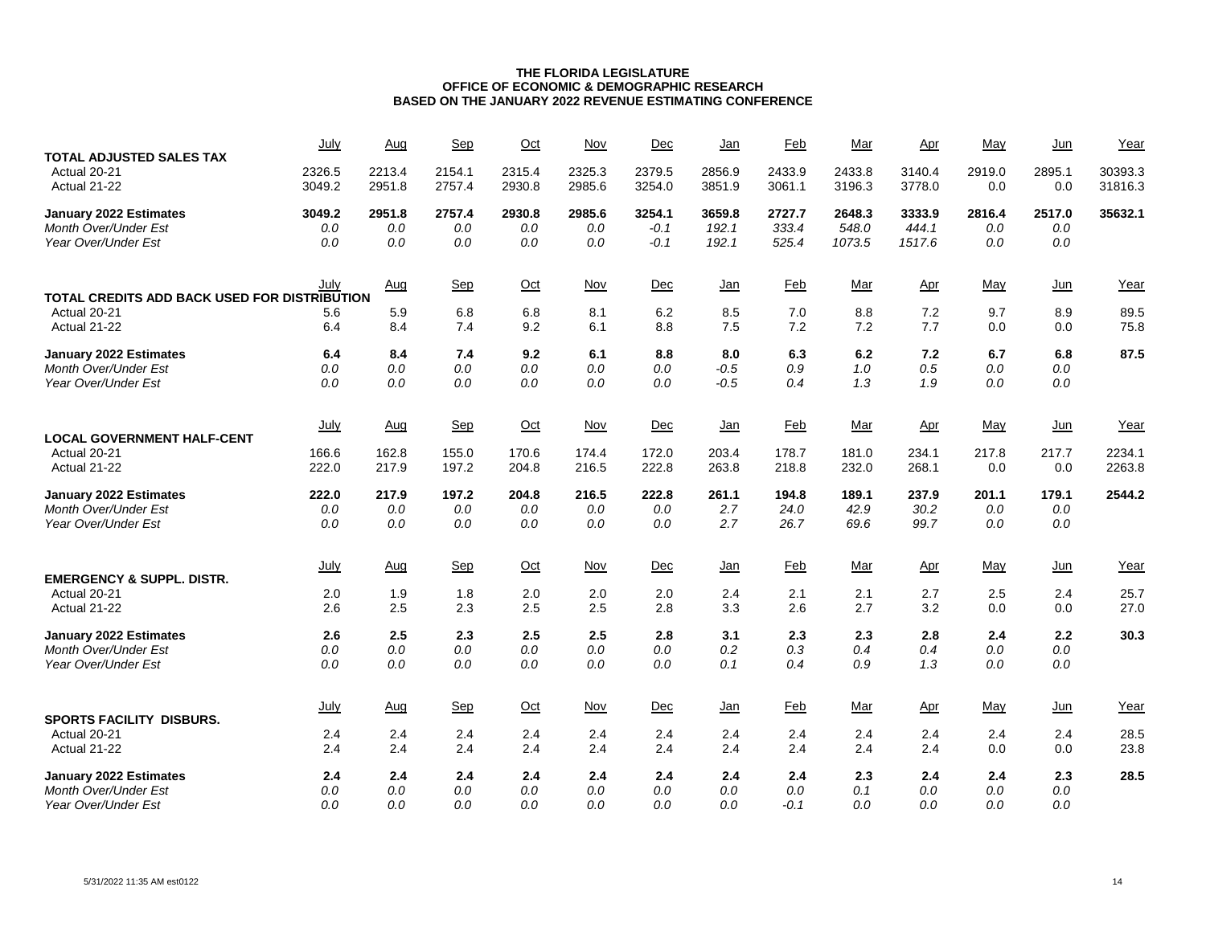**THE FLORIDA LEGISLATURE**
**OFFICE OF ECONOMIC & DEMOGRAPHIC RESEARCH**
**BASED ON THE JANUARY 2022 REVENUE ESTIMATING CONFERENCE**

| | July | Aug | Sep | Oct | Nov | Dec | Jan | Feb | Mar | Apr | May | Jun | Year |
|---|---|---|---|---|---|---|---|---|---|---|---|---|---|
| **TOTAL ADJUSTED SALES TAX** | | | | | | | | | | | | | |
| Actual 20-21 | 2326.5 | 2213.4 | 2154.1 | 2315.4 | 2325.3 | 2379.5 | 2856.9 | 2433.9 | 2433.8 | 3140.4 | 2919.0 | 2895.1 | 30393.3 |
| Actual 21-22 | 3049.2 | 2951.8 | 2757.4 | 2930.8 | 2985.6 | 3254.0 | 3851.9 | 3061.1 | 3196.3 | 3778.0 | 0.0 | 0.0 | 31816.3 |
| **January 2022 Estimates** | **3049.2** | **2951.8** | **2757.4** | **2930.8** | **2985.6** | **3254.1** | **3659.8** | **2727.7** | **2648.3** | **3333.9** | **2816.4** | **2517.0** | **35632.1** |
| *Month Over/Under Est* | *0.0* | *0.0* | *0.0* | *0.0* | *0.0* | *-0.1* | *192.1* | *333.4* | *548.0* | *444.1* | *0.0* | *0.0* | |
| *Year Over/Under Est* | *0.0* | *0.0* | *0.0* | *0.0* | *0.0* | *-0.1* | *192.1* | *525.4* | *1073.5* | *1517.6* | *0.0* | *0.0* | |

| | July | Aug | Sep | Oct | Nov | Dec | Jan | Feb | Mar | Apr | May | Jun | Year |
|---|---|---|---|---|---|---|---|---|---|---|---|---|---|
| **TOTAL CREDITS ADD BACK USED FOR DISTRIBUTION** | | | | | | | | | | | | | |
| Actual 20-21 | 5.6 | 5.9 | 6.8 | 6.8 | 8.1 | 6.2 | 8.5 | 7.0 | 8.8 | 7.2 | 9.7 | 8.9 | 89.5 |
| Actual 21-22 | 6.4 | 8.4 | 7.4 | 9.2 | 6.1 | 8.8 | 7.5 | 7.2 | 7.2 | 7.7 | 0.0 | 0.0 | 75.8 |
| **January 2022 Estimates** | **6.4** | **8.4** | **7.4** | **9.2** | **6.1** | **8.8** | **8.0** | **6.3** | **6.2** | **7.2** | **6.7** | **6.8** | **87.5** |
| *Month Over/Under Est* | *0.0* | *0.0* | *0.0* | *0.0* | *0.0* | *0.0* | *-0.5* | *0.9* | *1.0* | *0.5* | *0.0* | *0.0* | |
| *Year Over/Under Est* | *0.0* | *0.0* | *0.0* | *0.0* | *0.0* | *0.0* | *-0.5* | *0.4* | *1.3* | *1.9* | *0.0* | *0.0* | |

| | July | Aug | Sep | Oct | Nov | Dec | Jan | Feb | Mar | Apr | May | Jun | Year |
|---|---|---|---|---|---|---|---|---|---|---|---|---|---|
| **LOCAL GOVERNMENT HALF-CENT** | | | | | | | | | | | | | |
| Actual 20-21 | 166.6 | 162.8 | 155.0 | 170.6 | 174.4 | 172.0 | 203.4 | 178.7 | 181.0 | 234.1 | 217.8 | 217.7 | 2234.1 |
| Actual 21-22 | 222.0 | 217.9 | 197.2 | 204.8 | 216.5 | 222.8 | 263.8 | 218.8 | 232.0 | 268.1 | 0.0 | 0.0 | 2263.8 |
| **January 2022 Estimates** | **222.0** | **217.9** | **197.2** | **204.8** | **216.5** | **222.8** | **261.1** | **194.8** | **189.1** | **237.9** | **201.1** | **179.1** | **2544.2** |
| *Month Over/Under Est* | *0.0* | *0.0* | *0.0* | *0.0* | *0.0* | *0.0* | *2.7* | *24.0* | *42.9* | *30.2* | *0.0* | *0.0* | |
| *Year Over/Under Est* | *0.0* | *0.0* | *0.0* | *0.0* | *0.0* | *0.0* | *2.7* | *26.7* | *69.6* | *99.7* | *0.0* | *0.0* | |

| | July | Aug | Sep | Oct | Nov | Dec | Jan | Feb | Mar | Apr | May | Jun | Year |
|---|---|---|---|---|---|---|---|---|---|---|---|---|---|
| **EMERGENCY & SUPPL. DISTR.** | | | | | | | | | | | | | |
| Actual 20-21 | 2.0 | 1.9 | 1.8 | 2.0 | 2.0 | 2.0 | 2.4 | 2.1 | 2.1 | 2.7 | 2.5 | 2.4 | 25.7 |
| Actual 21-22 | 2.6 | 2.5 | 2.3 | 2.5 | 2.5 | 2.8 | 3.3 | 2.6 | 2.7 | 3.2 | 0.0 | 0.0 | 27.0 |
| **January 2022 Estimates** | **2.6** | **2.5** | **2.3** | **2.5** | **2.5** | **2.8** | **3.1** | **2.3** | **2.3** | **2.8** | **2.4** | **2.2** | **30.3** |
| *Month Over/Under Est* | *0.0* | *0.0* | *0.0* | *0.0* | *0.0* | *0.0* | *0.2* | *0.3* | *0.4* | *0.4* | *0.0* | *0.0* | |
| *Year Over/Under Est* | *0.0* | *0.0* | *0.0* | *0.0* | *0.0* | *0.0* | *0.1* | *0.4* | *0.9* | *1.3* | *0.0* | *0.0* | |

| | July | Aug | Sep | Oct | Nov | Dec | Jan | Feb | Mar | Apr | May | Jun | Year |
|---|---|---|---|---|---|---|---|---|---|---|---|---|---|
| **SPORTS FACILITY DISBURS.** | | | | | | | | | | | | | |
| Actual 20-21 | 2.4 | 2.4 | 2.4 | 2.4 | 2.4 | 2.4 | 2.4 | 2.4 | 2.4 | 2.4 | 2.4 | 2.4 | 28.5 |
| Actual 21-22 | 2.4 | 2.4 | 2.4 | 2.4 | 2.4 | 2.4 | 2.4 | 2.4 | 2.4 | 2.4 | 0.0 | 0.0 | 23.8 |
| **January 2022 Estimates** | **2.4** | **2.4** | **2.4** | **2.4** | **2.4** | **2.4** | **2.4** | **2.4** | **2.3** | **2.4** | **2.4** | **2.3** | **28.5** |
| *Month Over/Under Est* | *0.0* | *0.0* | *0.0* | *0.0* | *0.0* | *0.0* | *0.0* | *0.0* | *0.1* | *0.0* | *0.0* | *0.0* | |
| *Year Over/Under Est* | *0.0* | *0.0* | *0.0* | *0.0* | *0.0* | *0.0* | *0.0* | *-0.1* | *0.0* | *0.0* | *0.0* | *0.0* | |

5/31/2022 11:35 AM est0122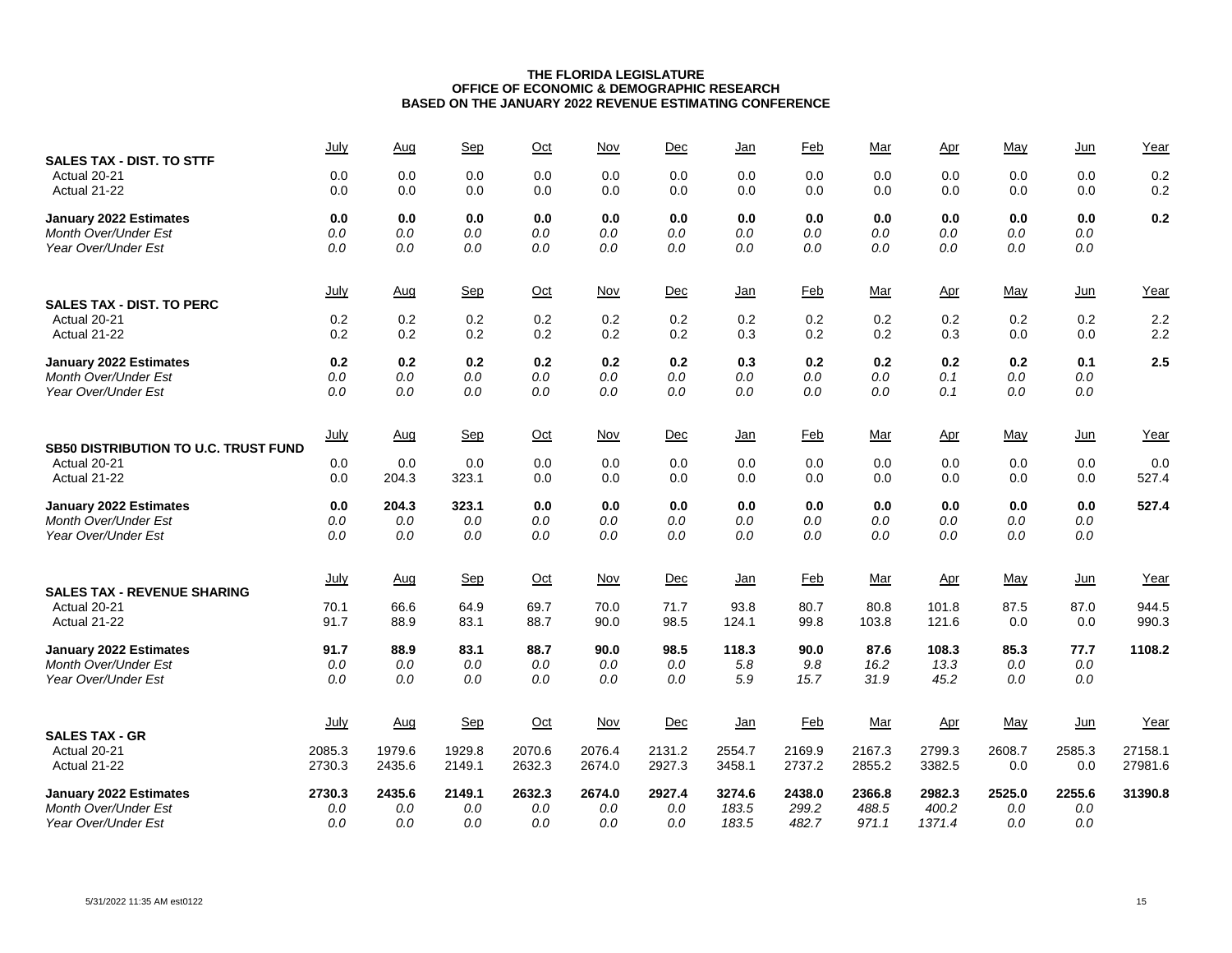**THE FLORIDA LEGISLATURE**
**OFFICE OF ECONOMIC & DEMOGRAPHIC RESEARCH**
**BASED ON THE JANUARY 2022 REVENUE ESTIMATING CONFERENCE**

| SALES TAX - DIST. TO STTF | July | Aug | Sep | Oct | Nov | Dec | Jan | Feb | Mar | Apr | May | Jun | Year |
|---|---|---|---|---|---|---|---|---|---|---|---|---|---|
| Actual 20-21 | 0.0 | 0.0 | 0.0 | 0.0 | 0.0 | 0.0 | 0.0 | 0.0 | 0.0 | 0.0 | 0.0 | 0.0 | 0.2 |
| Actual 21-22 | 0.0 | 0.0 | 0.0 | 0.0 | 0.0 | 0.0 | 0.0 | 0.0 | 0.0 | 0.0 | 0.0 | 0.0 | 0.2 |
| **January 2022 Estimates** | **0.0** | **0.0** | **0.0** | **0.0** | **0.0** | **0.0** | **0.0** | **0.0** | **0.0** | **0.0** | **0.0** | **0.0** | **0.2** |
| *Month Over/Under Est* | *0.0* | *0.0* | *0.0* | *0.0* | *0.0* | *0.0* | *0.0* | *0.0* | *0.0* | *0.0* | *0.0* | *0.0* | |
| *Year Over/Under Est* | *0.0* | *0.0* | *0.0* | *0.0* | *0.0* | *0.0* | *0.0* | *0.0* | *0.0* | *0.0* | *0.0* | *0.0* | |

| SALES TAX - DIST. TO PERC | July | Aug | Sep | Oct | Nov | Dec | Jan | Feb | Mar | Apr | May | Jun | Year |
|---|---|---|---|---|---|---|---|---|---|---|---|---|---|
| Actual 20-21 | 0.2 | 0.2 | 0.2 | 0.2 | 0.2 | 0.2 | 0.2 | 0.2 | 0.2 | 0.2 | 0.2 | 0.2 | 2.2 |
| Actual 21-22 | 0.2 | 0.2 | 0.2 | 0.2 | 0.2 | 0.2 | 0.3 | 0.2 | 0.2 | 0.3 | 0.0 | 0.0 | 2.2 |
| **January 2022 Estimates** | **0.2** | **0.2** | **0.2** | **0.2** | **0.2** | **0.2** | **0.3** | **0.2** | **0.2** | **0.2** | **0.2** | **0.1** | **2.5** |
| *Month Over/Under Est* | *0.0* | *0.0* | *0.0* | *0.0* | *0.0* | *0.0* | *0.0* | *0.0* | *0.0* | *0.1* | *0.0* | *0.0* | |
| *Year Over/Under Est* | *0.0* | *0.0* | *0.0* | *0.0* | *0.0* | *0.0* | *0.0* | *0.0* | *0.0* | *0.1* | *0.0* | *0.0* | |

| SB50 DISTRIBUTION TO U.C. TRUST FUND | July | Aug | Sep | Oct | Nov | Dec | Jan | Feb | Mar | Apr | May | Jun | Year |
|---|---|---|---|---|---|---|---|---|---|---|---|---|---|
| Actual 20-21 | 0.0 | 0.0 | 0.0 | 0.0 | 0.0 | 0.0 | 0.0 | 0.0 | 0.0 | 0.0 | 0.0 | 0.0 | 0.0 |
| Actual 21-22 | 0.0 | 204.3 | 323.1 | 0.0 | 0.0 | 0.0 | 0.0 | 0.0 | 0.0 | 0.0 | 0.0 | 0.0 | 527.4 |
| **January 2022 Estimates** | **0.0** | **204.3** | **323.1** | **0.0** | **0.0** | **0.0** | **0.0** | **0.0** | **0.0** | **0.0** | **0.0** | **0.0** | **527.4** |
| *Month Over/Under Est* | *0.0* | *0.0* | *0.0* | *0.0* | *0.0* | *0.0* | *0.0* | *0.0* | *0.0* | *0.0* | *0.0* | *0.0* | |
| *Year Over/Under Est* | *0.0* | *0.0* | *0.0* | *0.0* | *0.0* | *0.0* | *0.0* | *0.0* | *0.0* | *0.0* | *0.0* | *0.0* | |

| SALES TAX - REVENUE SHARING | July | Aug | Sep | Oct | Nov | Dec | Jan | Feb | Mar | Apr | May | Jun | Year |
|---|---|---|---|---|---|---|---|---|---|---|---|---|---|
| Actual 20-21 | 70.1 | 66.6 | 64.9 | 69.7 | 70.0 | 71.7 | 93.8 | 80.7 | 80.8 | 101.8 | 87.5 | 87.0 | 944.5 |
| Actual 21-22 | 91.7 | 88.9 | 83.1 | 88.7 | 90.0 | 98.5 | 124.1 | 99.8 | 103.8 | 121.6 | 0.0 | 0.0 | 990.3 |
| **January 2022 Estimates** | **91.7** | **88.9** | **83.1** | **88.7** | **90.0** | **98.5** | **118.3** | **90.0** | **87.6** | **108.3** | **85.3** | **77.7** | **1108.2** |
| *Month Over/Under Est* | *0.0* | *0.0* | *0.0* | *0.0* | *0.0* | *0.0* | *5.8* | *9.8* | *16.2* | *13.3* | *0.0* | *0.0* | |
| *Year Over/Under Est* | *0.0* | *0.0* | *0.0* | *0.0* | *0.0* | *0.0* | *5.9* | *15.7* | *31.9* | *45.2* | *0.0* | *0.0* | |

| SALES TAX - GR | July | Aug | Sep | Oct | Nov | Dec | Jan | Feb | Mar | Apr | May | Jun | Year |
|---|---|---|---|---|---|---|---|---|---|---|---|---|---|
| Actual 20-21 | 2085.3 | 1979.6 | 1929.8 | 2070.6 | 2076.4 | 2131.2 | 2554.7 | 2169.9 | 2167.3 | 2799.3 | 2608.7 | 2585.3 | 27158.1 |
| Actual 21-22 | 2730.3 | 2435.6 | 2149.1 | 2632.3 | 2674.0 | 2927.3 | 3458.1 | 2737.2 | 2855.2 | 3382.5 | 0.0 | 0.0 | 27981.6 |
| **January 2022 Estimates** | **2730.3** | **2435.6** | **2149.1** | **2632.3** | **2674.0** | **2927.4** | **3274.6** | **2438.0** | **2366.8** | **2982.3** | **2525.0** | **2255.6** | **31390.8** |
| *Month Over/Under Est* | *0.0* | *0.0* | *0.0* | *0.0* | *0.0* | *0.0* | *183.5* | *299.2* | *488.5* | *400.2* | *0.0* | *0.0* | |
| *Year Over/Under Est* | *0.0* | *0.0* | *0.0* | *0.0* | *0.0* | *0.0* | *183.5* | *482.7* | *971.1* | *1371.4* | *0.0* | *0.0* | |

5/31/2022 11:35 AM est0122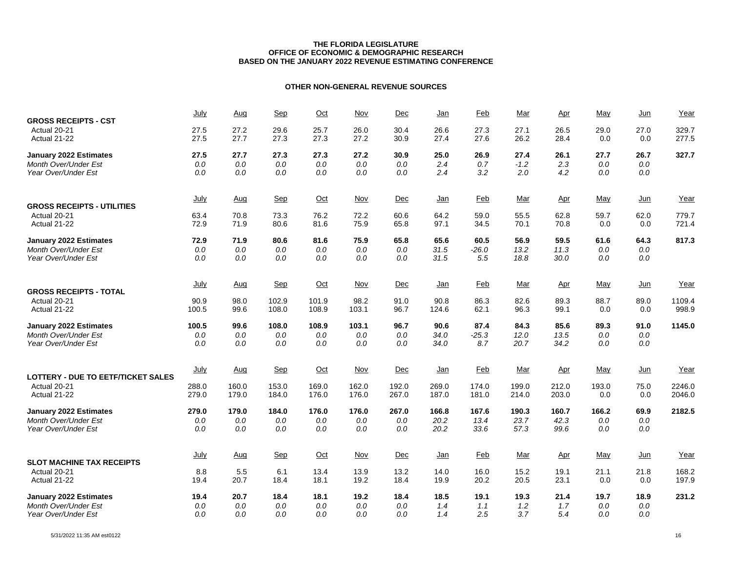**THE FLORIDA LEGISLATURE**
**OFFICE OF ECONOMIC & DEMOGRAPHIC RESEARCH**
**BASED ON THE JANUARY 2022 REVENUE ESTIMATING CONFERENCE**

## OTHER NON-GENERAL REVENUE SOURCES

| GROSS RECEIPTS - CST | July | Aug | Sep | Oct | Nov | Dec | Jan | Feb | Mar | Apr | May | Jun | Year |
|---|---|---|---|---|---|---|---|---|---|---|---|---|---|
| Actual 20-21 | 27.5 | 27.2 | 29.6 | 25.7 | 26.0 | 30.4 | 26.6 | 27.3 | 27.1 | 26.5 | 29.0 | 27.0 | 329.7 |
| Actual 21-22 | 27.5 | 27.7 | 27.3 | 27.3 | 27.2 | 30.9 | 27.4 | 27.6 | 26.2 | 28.4 | 0.0 | 0.0 | 277.5 |
| **January 2022 Estimates** | **27.5** | **27.7** | **27.3** | **27.3** | **27.2** | **30.9** | **25.0** | **26.9** | **27.4** | **26.1** | **27.7** | **26.7** | **327.7** |
| *Month Over/Under Est* | *0.0* | *0.0* | *0.0* | *0.0* | *0.0* | *0.0* | *2.4* | *0.7* | *-1.2* | *2.3* | *0.0* | *0.0* | |
| *Year Over/Under Est* | *0.0* | *0.0* | *0.0* | *0.0* | *0.0* | *0.0* | *2.4* | *3.2* | *2.0* | *4.2* | *0.0* | *0.0* | |

| GROSS RECEIPTS - UTILITIES | July | Aug | Sep | Oct | Nov | Dec | Jan | Feb | Mar | Apr | May | Jun | Year |
|---|---|---|---|---|---|---|---|---|---|---|---|---|---|
| Actual 20-21 | 63.4 | 70.8 | 73.3 | 76.2 | 72.2 | 60.6 | 64.2 | 59.0 | 55.5 | 62.8 | 59.7 | 62.0 | 779.7 |
| Actual 21-22 | 72.9 | 71.9 | 80.6 | 81.6 | 75.9 | 65.8 | 97.1 | 34.5 | 70.1 | 70.8 | 0.0 | 0.0 | 721.4 |
| **January 2022 Estimates** | **72.9** | **71.9** | **80.6** | **81.6** | **75.9** | **65.8** | **65.6** | **60.5** | **56.9** | **59.5** | **61.6** | **64.3** | **817.3** |
| *Month Over/Under Est* | *0.0* | *0.0* | *0.0* | *0.0* | *0.0* | *0.0* | *31.5* | *-26.0* | *13.2* | *11.3* | *0.0* | *0.0* | |
| *Year Over/Under Est* | *0.0* | *0.0* | *0.0* | *0.0* | *0.0* | *0.0* | *31.5* | *5.5* | *18.8* | *30.0* | *0.0* | *0.0* | |

| GROSS RECEIPTS - TOTAL | July | Aug | Sep | Oct | Nov | Dec | Jan | Feb | Mar | Apr | May | Jun | Year |
|---|---|---|---|---|---|---|---|---|---|---|---|---|---|
| Actual 20-21 | 90.9 | 98.0 | 102.9 | 101.9 | 98.2 | 91.0 | 90.8 | 86.3 | 82.6 | 89.3 | 88.7 | 89.0 | 1109.4 |
| Actual 21-22 | 100.5 | 99.6 | 108.0 | 108.9 | 103.1 | 96.7 | 124.6 | 62.1 | 96.3 | 99.1 | 0.0 | 0.0 | 998.9 |
| **January 2022 Estimates** | **100.5** | **99.6** | **108.0** | **108.9** | **103.1** | **96.7** | **90.6** | **87.4** | **84.3** | **85.6** | **89.3** | **91.0** | **1145.0** |
| *Month Over/Under Est* | *0.0* | *0.0* | *0.0* | *0.0* | *0.0* | *0.0* | *34.0* | *-25.3* | *12.0* | *13.5* | *0.0* | *0.0* | |
| *Year Over/Under Est* | *0.0* | *0.0* | *0.0* | *0.0* | *0.0* | *0.0* | *34.0* | *8.7* | *20.7* | *34.2* | *0.0* | *0.0* | |

| LOTTERY - DUE TO EETF/TICKET SALES | July | Aug | Sep | Oct | Nov | Dec | Jan | Feb | Mar | Apr | May | Jun | Year |
|---|---|---|---|---|---|---|---|---|---|---|---|---|---|
| Actual 20-21 | 288.0 | 160.0 | 153.0 | 169.0 | 162.0 | 192.0 | 269.0 | 174.0 | 199.0 | 212.0 | 193.0 | 75.0 | 2246.0 |
| Actual 21-22 | 279.0 | 179.0 | 184.0 | 176.0 | 176.0 | 267.0 | 187.0 | 181.0 | 214.0 | 203.0 | 0.0 | 0.0 | 2046.0 |
| **January 2022 Estimates** | **279.0** | **179.0** | **184.0** | **176.0** | **176.0** | **267.0** | **166.8** | **167.6** | **190.3** | **160.7** | **166.2** | **69.9** | **2182.5** |
| *Month Over/Under Est* | *0.0* | *0.0* | *0.0* | *0.0* | *0.0* | *0.0* | *20.2* | *13.4* | *23.7* | *42.3* | *0.0* | *0.0* | |
| *Year Over/Under Est* | *0.0* | *0.0* | *0.0* | *0.0* | *0.0* | *0.0* | *20.2* | *33.6* | *57.3* | *99.6* | *0.0* | *0.0* | |

| SLOT MACHINE TAX RECEIPTS | July | Aug | Sep | Oct | Nov | Dec | Jan | Feb | Mar | Apr | May | Jun | Year |
|---|---|---|---|---|---|---|---|---|---|---|---|---|---|
| Actual 20-21 | 8.8 | 5.5 | 6.1 | 13.4 | 13.9 | 13.2 | 14.0 | 16.0 | 15.2 | 19.1 | 21.1 | 21.8 | 168.2 |
| Actual 21-22 | 19.4 | 20.7 | 18.4 | 18.1 | 19.2 | 18.4 | 19.9 | 20.2 | 20.5 | 23.1 | 0.0 | 0.0 | 197.9 |
| **January 2022 Estimates** | **19.4** | **20.7** | **18.4** | **18.1** | **19.2** | **18.4** | **18.5** | **19.1** | **19.3** | **21.4** | **19.7** | **18.9** | **231.2** |
| *Month Over/Under Est* | *0.0* | *0.0* | *0.0* | *0.0* | *0.0* | *0.0* | *1.4* | *1.1* | *1.2* | *1.7* | *0.0* | *0.0* | |
| *Year Over/Under Est* | *0.0* | *0.0* | *0.0* | *0.0* | *0.0* | *0.0* | *1.4* | *2.5* | *3.7* | *5.4* | *0.0* | *0.0* | |

5/31/2022 11:35 AM est0122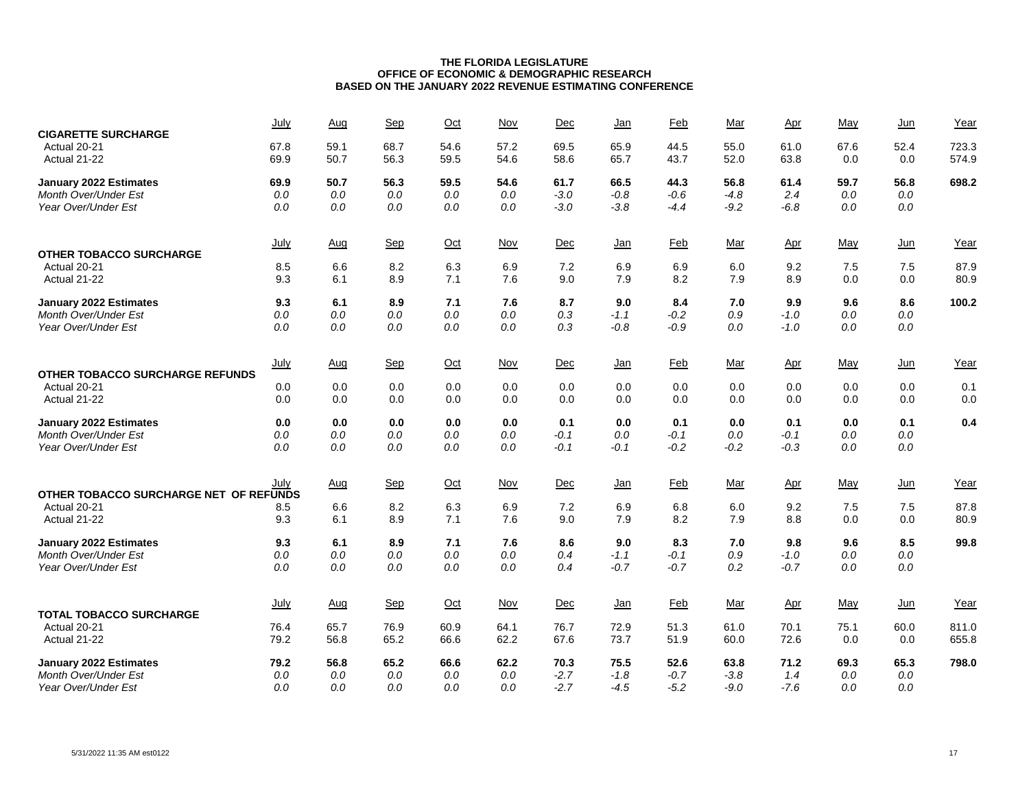**THE FLORIDA LEGISLATURE**
**OFFICE OF ECONOMIC & DEMOGRAPHIC RESEARCH**
**BASED ON THE JANUARY 2022 REVENUE ESTIMATING CONFERENCE**

| CIGARETTE SURCHARGE | July | Aug | Sep | Oct | Nov | Dec | Jan | Feb | Mar | Apr | May | Jun | Year |
|---|---|---|---|---|---|---|---|---|---|---|---|---|---|
| Actual 20-21 | 67.8 | 59.1 | 68.7 | 54.6 | 57.2 | 69.5 | 65.9 | 44.5 | 55.0 | 61.0 | 67.6 | 52.4 | 723.3 |
| Actual 21-22 | 69.9 | 50.7 | 56.3 | 59.5 | 54.6 | 58.6 | 65.7 | 43.7 | 52.0 | 63.8 | 0.0 | 0.0 | 574.9 |
| **January 2022 Estimates** | **69.9** | **50.7** | **56.3** | **59.5** | **54.6** | **61.7** | **66.5** | **44.3** | **56.8** | **61.4** | **59.7** | **56.8** | **698.2** |
| *Month Over/Under Est* | *0.0* | *0.0* | *0.0* | *0.0* | *0.0* | *-3.0* | *-0.8* | *-0.6* | *-4.8* | *2.4* | *0.0* | *0.0* | |
| *Year Over/Under Est* | *0.0* | *0.0* | *0.0* | *0.0* | *0.0* | *-3.0* | *-3.8* | *-4.4* | *-9.2* | *-6.8* | *0.0* | *0.0* | |

| OTHER TOBACCO SURCHARGE | July | Aug | Sep | Oct | Nov | Dec | Jan | Feb | Mar | Apr | May | Jun | Year |
|---|---|---|---|---|---|---|---|---|---|---|---|---|---|
| Actual 20-21 | 8.5 | 6.6 | 8.2 | 6.3 | 6.9 | 7.2 | 6.9 | 6.9 | 6.0 | 9.2 | 7.5 | 7.5 | 87.9 |
| Actual 21-22 | 9.3 | 6.1 | 8.9 | 7.1 | 7.6 | 9.0 | 7.9 | 8.2 | 7.9 | 8.9 | 0.0 | 0.0 | 80.9 |
| **January 2022 Estimates** | **9.3** | **6.1** | **8.9** | **7.1** | **7.6** | **8.7** | **9.0** | **8.4** | **7.0** | **9.9** | **9.6** | **8.6** | **100.2** |
| *Month Over/Under Est* | *0.0* | *0.0* | *0.0* | *0.0* | *0.0* | *0.3* | *-1.1* | *-0.2* | *0.9* | *-1.0* | *0.0* | *0.0* | |
| *Year Over/Under Est* | *0.0* | *0.0* | *0.0* | *0.0* | *0.0* | *0.3* | *-0.8* | *-0.9* | *0.0* | *-1.0* | *0.0* | *0.0* | |

| OTHER TOBACCO SURCHARGE REFUNDS | July | Aug | Sep | Oct | Nov | Dec | Jan | Feb | Mar | Apr | May | Jun | Year |
|---|---|---|---|---|---|---|---|---|---|---|---|---|---|
| Actual 20-21 | 0.0 | 0.0 | 0.0 | 0.0 | 0.0 | 0.0 | 0.0 | 0.0 | 0.0 | 0.0 | 0.0 | 0.0 | 0.1 |
| Actual 21-22 | 0.0 | 0.0 | 0.0 | 0.0 | 0.0 | 0.0 | 0.0 | 0.0 | 0.0 | 0.0 | 0.0 | 0.0 | 0.0 |
| **January 2022 Estimates** | **0.0** | **0.0** | **0.0** | **0.0** | **0.0** | **0.1** | **0.0** | **0.1** | **0.0** | **0.1** | **0.0** | **0.1** | **0.4** |
| *Month Over/Under Est* | *0.0* | *0.0* | *0.0* | *0.0* | *0.0* | *-0.1* | *0.0* | *-0.1* | *0.0* | *-0.1* | *0.0* | *0.0* | |
| *Year Over/Under Est* | *0.0* | *0.0* | *0.0* | *0.0* | *0.0* | *-0.1* | *-0.1* | *-0.2* | *-0.2* | *-0.3* | *0.0* | *0.0* | |

| OTHER TOBACCO SURCHARGE NET OF REFUNDS | July | Aug | Sep | Oct | Nov | Dec | Jan | Feb | Mar | Apr | May | Jun | Year |
|---|---|---|---|---|---|---|---|---|---|---|---|---|---|
| Actual 20-21 | 8.5 | 6.6 | 8.2 | 6.3 | 6.9 | 7.2 | 6.9 | 6.8 | 6.0 | 9.2 | 7.5 | 7.5 | 87.8 |
| Actual 21-22 | 9.3 | 6.1 | 8.9 | 7.1 | 7.6 | 9.0 | 7.9 | 8.2 | 7.9 | 8.8 | 0.0 | 0.0 | 80.9 |
| **January 2022 Estimates** | **9.3** | **6.1** | **8.9** | **7.1** | **7.6** | **8.6** | **9.0** | **8.3** | **7.0** | **9.8** | **9.6** | **8.5** | **99.8** |
| *Month Over/Under Est* | *0.0* | *0.0* | *0.0* | *0.0* | *0.0* | *0.4* | *-1.1* | *-0.1* | *0.9* | *-1.0* | *0.0* | *0.0* | |
| *Year Over/Under Est* | *0.0* | *0.0* | *0.0* | *0.0* | *0.0* | *0.4* | *-0.7* | *-0.7* | *0.2* | *-0.7* | *0.0* | *0.0* | |

| TOTAL TOBACCO SURCHARGE | July | Aug | Sep | Oct | Nov | Dec | Jan | Feb | Mar | Apr | May | Jun | Year |
|---|---|---|---|---|---|---|---|---|---|---|---|---|---|
| Actual 20-21 | 76.4 | 65.7 | 76.9 | 60.9 | 64.1 | 76.7 | 72.9 | 51.3 | 61.0 | 70.1 | 75.1 | 60.0 | 811.0 |
| Actual 21-22 | 79.2 | 56.8 | 65.2 | 66.6 | 62.2 | 67.6 | 73.7 | 51.9 | 60.0 | 72.6 | 0.0 | 0.0 | 655.8 |
| **January 2022 Estimates** | **79.2** | **56.8** | **65.2** | **66.6** | **62.2** | **70.3** | **75.5** | **52.6** | **63.8** | **71.2** | **69.3** | **65.3** | **798.0** |
| *Month Over/Under Est* | *0.0* | *0.0* | *0.0* | *0.0* | *0.0* | *-2.7* | *-1.8* | *-0.7* | *-3.8* | *1.4* | *0.0* | *0.0* | |
| *Year Over/Under Est* | *0.0* | *0.0* | *0.0* | *0.0* | *0.0* | *-2.7* | *-4.5* | *-5.2* | *-9.0* | *-7.6* | *0.0* | *0.0* | |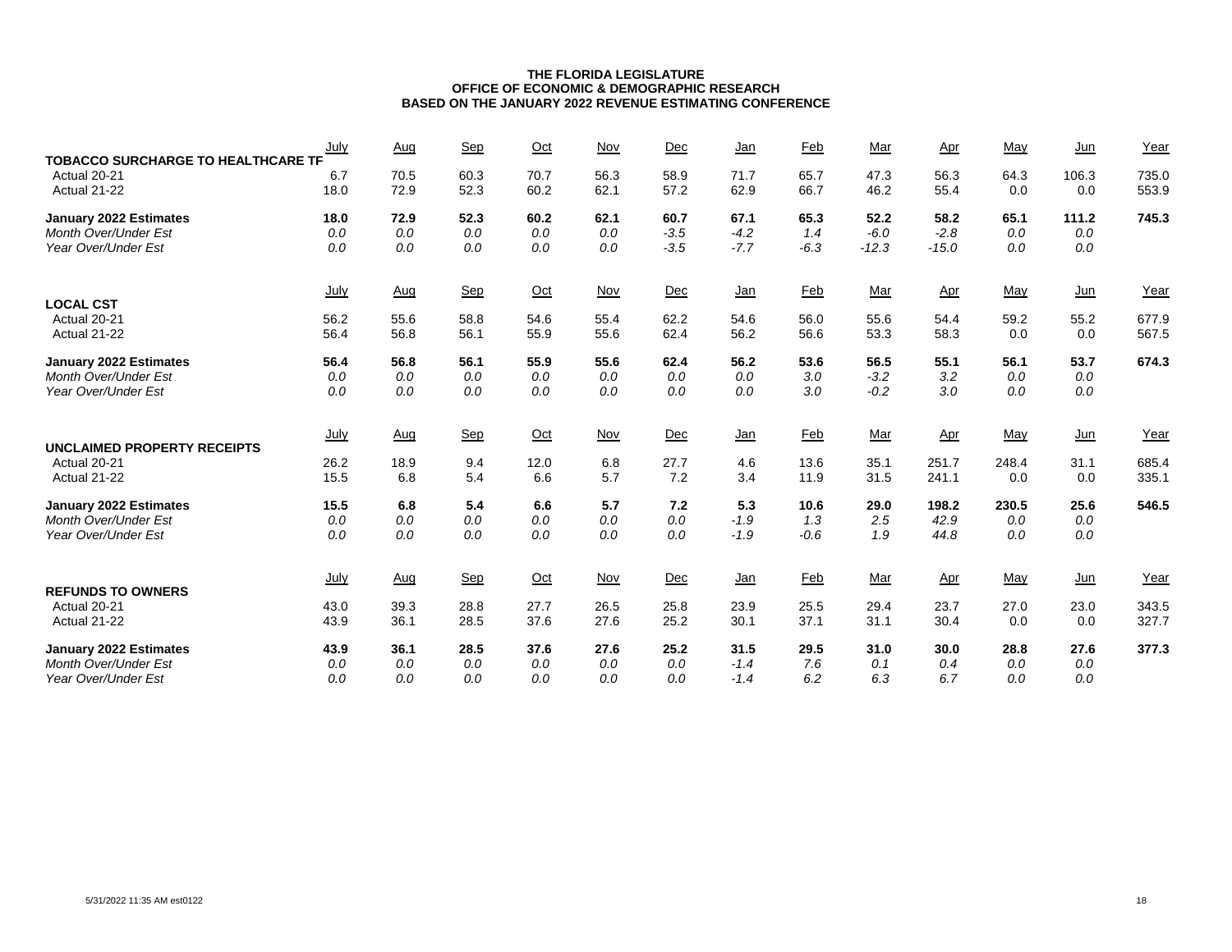**THE FLORIDA LEGISLATURE**
**OFFICE OF ECONOMIC & DEMOGRAPHIC RESEARCH**
**BASED ON THE JANUARY 2022 REVENUE ESTIMATING CONFERENCE**

| TOBACCO SURCHARGE TO HEALTHCARE TF | July | Aug | Sep | Oct | Nov | Dec | Jan | Feb | Mar | Apr | May | Jun | Year |
|---|---|---|---|---|---|---|---|---|---|---|---|---|---|
| Actual 20-21 | 6.7 | 70.5 | 60.3 | 70.7 | 56.3 | 58.9 | 71.7 | 65.7 | 47.3 | 56.3 | 64.3 | 106.3 | 735.0 |
| Actual 21-22 | 18.0 | 72.9 | 52.3 | 60.2 | 62.1 | 57.2 | 62.9 | 66.7 | 46.2 | 55.4 | 0.0 | 0.0 | 553.9 |
| **January 2022 Estimates** | **18.0** | **72.9** | **52.3** | **60.2** | **62.1** | **60.7** | **67.1** | **65.3** | **52.2** | **58.2** | **65.1** | **111.2** | **745.3** |
| *Month Over/Under Est* | *0.0* | *0.0* | *0.0* | *0.0* | *0.0* | *-3.5* | *-4.2* | *1.4* | *-6.0* | *-2.8* | *0.0* | *0.0* | |
| *Year Over/Under Est* | *0.0* | *0.0* | *0.0* | *0.0* | *0.0* | *-3.5* | *-7.7* | *-6.3* | *-12.3* | *-15.0* | *0.0* | *0.0* | |

| LOCAL CST | July | Aug | Sep | Oct | Nov | Dec | Jan | Feb | Mar | Apr | May | Jun | Year |
|---|---|---|---|---|---|---|---|---|---|---|---|---|---|
| Actual 20-21 | 56.2 | 55.6 | 58.8 | 54.6 | 55.4 | 62.2 | 54.6 | 56.0 | 55.6 | 54.4 | 59.2 | 55.2 | 677.9 |
| Actual 21-22 | 56.4 | 56.8 | 56.1 | 55.9 | 55.6 | 62.4 | 56.2 | 56.6 | 53.3 | 58.3 | 0.0 | 0.0 | 567.5 |
| **January 2022 Estimates** | **56.4** | **56.8** | **56.1** | **55.9** | **55.6** | **62.4** | **56.2** | **53.6** | **56.5** | **55.1** | **56.1** | **53.7** | **674.3** |
| *Month Over/Under Est* | *0.0* | *0.0* | *0.0* | *0.0* | *0.0* | *0.0* | *0.0* | *3.0* | *-3.2* | *3.2* | *0.0* | *0.0* | |
| *Year Over/Under Est* | *0.0* | *0.0* | *0.0* | *0.0* | *0.0* | *0.0* | *0.0* | *3.0* | *-0.2* | *3.0* | *0.0* | *0.0* | |

| UNCLAIMED PROPERTY RECEIPTS | July | Aug | Sep | Oct | Nov | Dec | Jan | Feb | Mar | Apr | May | Jun | Year |
|---|---|---|---|---|---|---|---|---|---|---|---|---|---|
| Actual 20-21 | 26.2 | 18.9 | 9.4 | 12.0 | 6.8 | 27.7 | 4.6 | 13.6 | 35.1 | 251.7 | 248.4 | 31.1 | 685.4 |
| Actual 21-22 | 15.5 | 6.8 | 5.4 | 6.6 | 5.7 | 7.2 | 3.4 | 11.9 | 31.5 | 241.1 | 0.0 | 0.0 | 335.1 |
| **January 2022 Estimates** | **15.5** | **6.8** | **5.4** | **6.6** | **5.7** | **7.2** | **5.3** | **10.6** | **29.0** | **198.2** | **230.5** | **25.6** | **546.5** |
| *Month Over/Under Est* | *0.0* | *0.0* | *0.0* | *0.0* | *0.0* | *0.0* | *-1.9* | *1.3* | *2.5* | *42.9* | *0.0* | *0.0* | |
| *Year Over/Under Est* | *0.0* | *0.0* | *0.0* | *0.0* | *0.0* | *0.0* | *-1.9* | *-0.6* | *1.9* | *44.8* | *0.0* | *0.0* | |

| REFUNDS TO OWNERS | July | Aug | Sep | Oct | Nov | Dec | Jan | Feb | Mar | Apr | May | Jun | Year |
|---|---|---|---|---|---|---|---|---|---|---|---|---|---|
| Actual 20-21 | 43.0 | 39.3 | 28.8 | 27.7 | 26.5 | 25.8 | 23.9 | 25.5 | 29.4 | 23.7 | 27.0 | 23.0 | 343.5 |
| Actual 21-22 | 43.9 | 36.1 | 28.5 | 37.6 | 27.6 | 25.2 | 30.1 | 37.1 | 31.1 | 30.4 | 0.0 | 0.0 | 327.7 |
| **January 2022 Estimates** | **43.9** | **36.1** | **28.5** | **37.6** | **27.6** | **25.2** | **31.5** | **29.5** | **31.0** | **30.0** | **28.8** | **27.6** | **377.3** |
| *Month Over/Under Est* | *0.0* | *0.0* | *0.0* | *0.0* | *0.0* | *0.0* | *-1.4* | *7.6* | *0.1* | *0.4* | *0.0* | *0.0* | |
| *Year Over/Under Est* | *0.0* | *0.0* | *0.0* | *0.0* | *0.0* | *0.0* | *-1.4* | *6.2* | *6.3* | *6.7* | *0.0* | *0.0* | |

5/31/2022 11:35 AM est0122